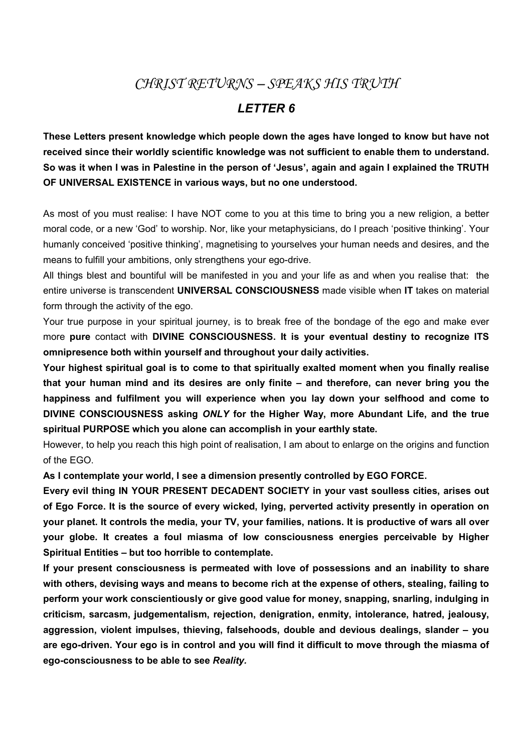# *CHRIST RETURNS – SPEAKS HIS TRUTH*

## *LETTER 6*

**These Letters present knowledge which people down the ages have longed to know but have not received since their worldly scientific knowledge was not sufficient to enable them to understand. So was it when I was in Palestine in the person of 'Jesus', again and again I explained the TRUTH OF UNIVERSAL EXISTENCE in various ways, but no one understood.**

As most of you must realise: I have NOT come to you at this time to bring you a new religion, a better moral code, or a new 'God' to worship. Nor, like your metaphysicians, do I preach 'positive thinking'. Your humanly conceived 'positive thinking', magnetising to yourselves your human needs and desires, and the means to fulfill your ambitions, only strengthens your ego-drive.

All things blest and bountiful will be manifested in you and your life as and when you realise that: the entire universe is transcendent **UNIVERSAL CONSCIOUSNESS** made visible when **IT** takes on material form through the activity of the ego.

Your true purpose in your spiritual journey, is to break free of the bondage of the ego and make ever more **pure** contact with **DIVINE CONSCIOUSNESS. It is your eventual destiny to recognize ITS omnipresence both within yourself and throughout your daily activities.**

**Your highest spiritual goal is to come to that spiritually exalted moment when you finally realise that your human mind and its desires are only finite – and therefore, can never bring you the happiness and fulfilment you will experience when you lay down your selfhood and come to DIVINE CONSCIOUSNESS asking *ONLY* for the Higher Way, more Abundant Life, and the true spiritual PURPOSE which you alone can accomplish in your earthly state.**

However, to help you reach this high point of realisation, I am about to enlarge on the origins and function of the EGO.

**As I contemplate your world, I see a dimension presently controlled by EGO FORCE.**

**Every evil thing IN YOUR PRESENT DECADENT SOCIETY in your vast soulless cities, arises out of Ego Force. It is the source of every wicked, lying, perverted activity presently in operation on your planet. It controls the media, your TV, your families, nations. It is productive of wars all over your globe. It creates a foul miasma of low consciousness energies perceivable by Higher Spiritual Entities – but too horrible to contemplate.**

**If your present consciousness is permeated with love of possessions and an inability to share with others, devising ways and means to become rich at the expense of others, stealing, failing to perform your work conscientiously or give good value for money, snapping, snarling, indulging in criticism, sarcasm, judgementalism, rejection, denigration, enmity, intolerance, hatred, jealousy, aggression, violent impulses, thieving, falsehoods, double and devious dealings, slander – you are ego-driven. Your ego is in control and you will find it difficult to move through the miasma of ego-consciousness to be able to see *Reality*.**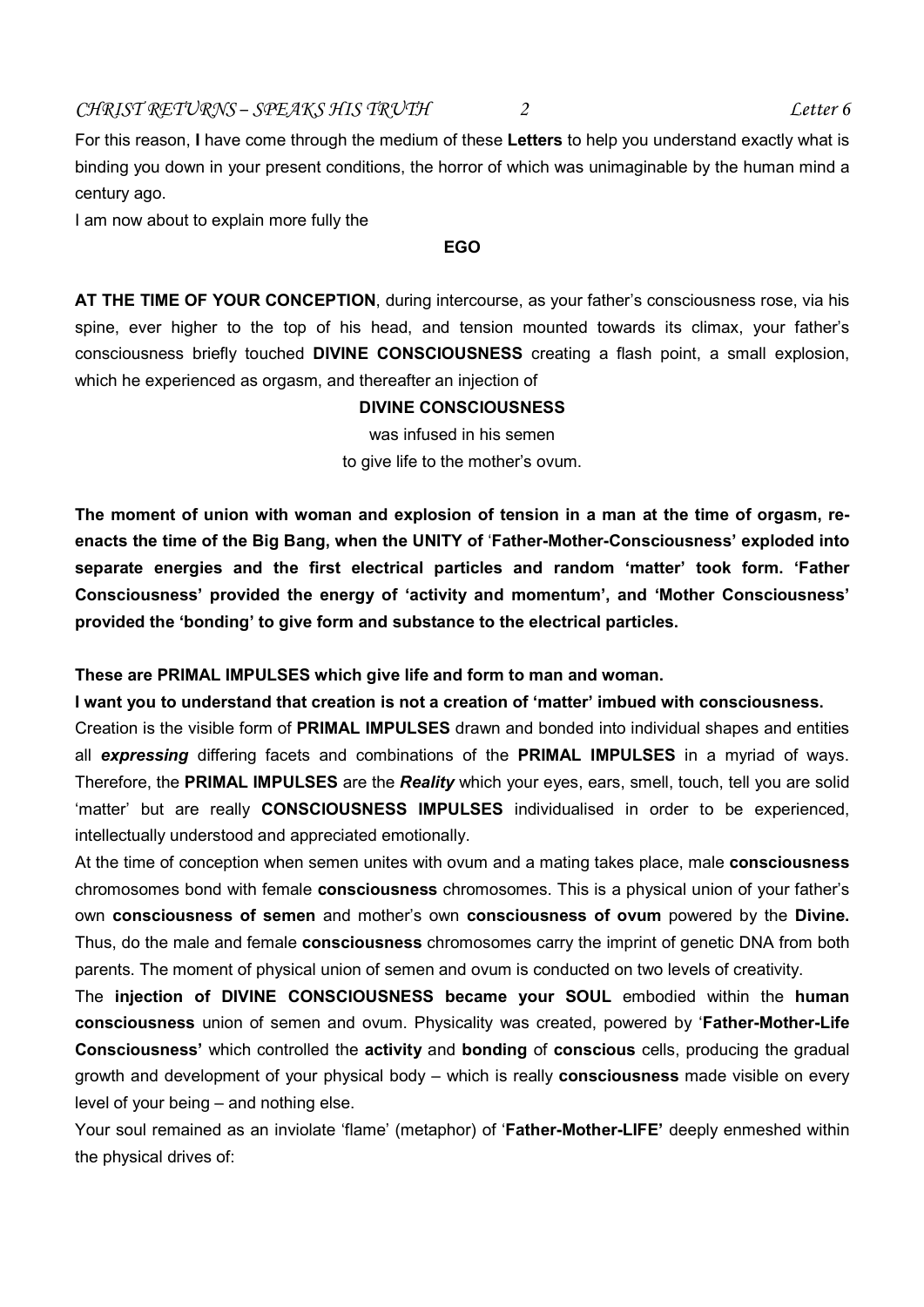For this reason, **I** have come through the medium of these **Letters** to help you understand exactly what is binding you down in your present conditions, the horror of which was unimaginable by the human mind a century ago.

I am now about to explain more fully the

**EGO**

**AT THE TIME OF YOUR CONCEPTION**, during intercourse, as your father's consciousness rose, via his spine, ever higher to the top of his head, and tension mounted towards its climax, your father's consciousness briefly touched **DIVINE CONSCIOUSNESS** creating a flash point, a small explosion, which he experienced as orgasm, and thereafter an injection of

**DIVINE CONSCIOUSNESS**

was infused in his semen

to give life to the mother's ovum.

**The moment of union with woman and explosion of tension in a man at the time of orgasm, re-enacts the time of the Big Bang, when the UNITY of 'Father-Mother-Consciousness' exploded into separate energies and the first electrical particles and random 'matter' took form. 'Father Consciousness' provided the energy of 'activity and momentum', and 'Mother Consciousness' provided the 'bonding' to give form and substance to the electrical particles.**

**These are PRIMAL IMPULSES which give life and form to man and woman.**

**I want you to understand that creation is not a creation of 'matter' imbued with consciousness.**

Creation is the visible form of **PRIMAL IMPULSES** drawn and bonded into individual shapes and entities all ***expressing*** differing facets and combinations of the **PRIMAL IMPULSES** in a myriad of ways. Therefore, the **PRIMAL IMPULSES** are the ***Reality*** which your eyes, ears, smell, touch, tell you are solid 'matter' but are really **CONSCIOUSNESS IMPULSES** individualised in order to be experienced, intellectually understood and appreciated emotionally.

At the time of conception when semen unites with ovum and a mating takes place, male **consciousness** chromosomes bond with female **consciousness** chromosomes. This is a physical union of your father's own **consciousness of semen** and mother's own **consciousness of ovum** powered by the **Divine.** Thus, do the male and female **consciousness** chromosomes carry the imprint of genetic DNA from both parents. The moment of physical union of semen and ovum is conducted on two levels of creativity.

The **injection of DIVINE CONSCIOUSNESS became your SOUL** embodied within the **human consciousness** union of semen and ovum. Physicality was created, powered by '**Father-Mother-Life Consciousness'** which controlled the **activity** and **bonding** of **conscious** cells, producing the gradual growth and development of your physical body – which is really **consciousness** made visible on every level of your being – and nothing else.

Your soul remained as an inviolate 'flame' (metaphor) of '**Father-Mother-LIFE'** deeply enmeshed within the physical drives of: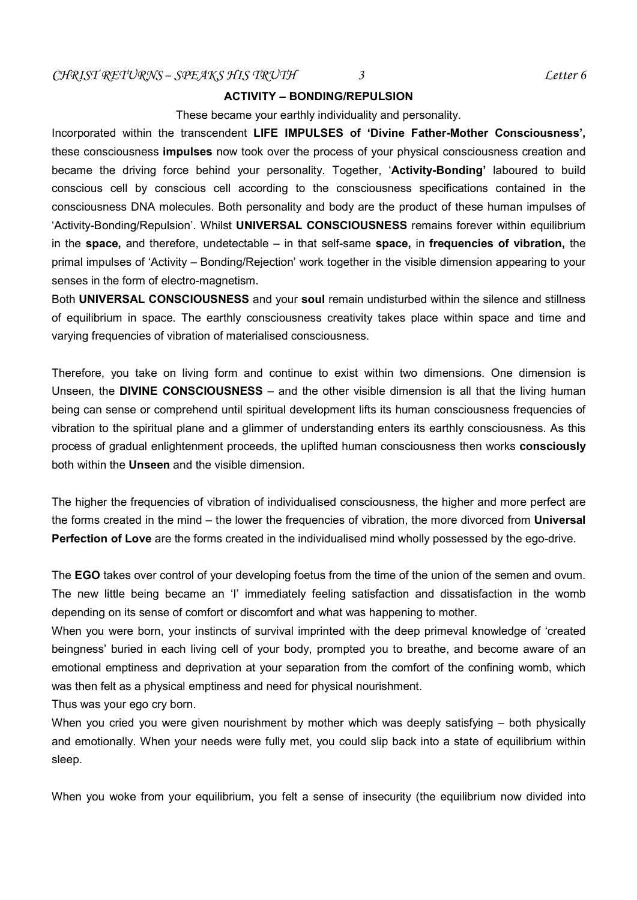**ACTIVITY – BONDING/REPULSION**

These became your earthly individuality and personality.

Incorporated within the transcendent **LIFE IMPULSES of 'Divine Father-Mother Consciousness',** these consciousness **impulses** now took over the process of your physical consciousness creation and became the driving force behind your personality. Together, '**Activity-Bonding'** laboured to build conscious cell by conscious cell according to the consciousness specifications contained in the consciousness DNA molecules. Both personality and body are the product of these human impulses of 'Activity-Bonding/Repulsion'. Whilst **UNIVERSAL CONSCIOUSNESS** remains forever within equilibrium in the **space,** and therefore, undetectable – in that self-same **space,** in **frequencies of vibration,** the primal impulses of 'Activity – Bonding/Rejection' work together in the visible dimension appearing to your senses in the form of electro-magnetism.

Both **UNIVERSAL CONSCIOUSNESS** and your **soul** remain undisturbed within the silence and stillness of equilibrium in space. The earthly consciousness creativity takes place within space and time and varying frequencies of vibration of materialised consciousness.

Therefore, you take on living form and continue to exist within two dimensions. One dimension is Unseen, the **DIVINE CONSCIOUSNESS** – and the other visible dimension is all that the living human being can sense or comprehend until spiritual development lifts its human consciousness frequencies of vibration to the spiritual plane and a glimmer of understanding enters its earthly consciousness. As this process of gradual enlightenment proceeds, the uplifted human consciousness then works **consciously** both within the **Unseen** and the visible dimension.

The higher the frequencies of vibration of individualised consciousness, the higher and more perfect are the forms created in the mind – the lower the frequencies of vibration, the more divorced from **Universal Perfection of Love** are the forms created in the individualised mind wholly possessed by the ego-drive.

The **EGO** takes over control of your developing foetus from the time of the union of the semen and ovum. The new little being became an 'I' immediately feeling satisfaction and dissatisfaction in the womb depending on its sense of comfort or discomfort and what was happening to mother.

When you were born, your instincts of survival imprinted with the deep primeval knowledge of 'created beingness' buried in each living cell of your body, prompted you to breathe, and become aware of an emotional emptiness and deprivation at your separation from the comfort of the confining womb, which was then felt as a physical emptiness and need for physical nourishment.

Thus was your ego cry born.

When you cried you were given nourishment by mother which was deeply satisfying – both physically and emotionally. When your needs were fully met, you could slip back into a state of equilibrium within sleep.

When you woke from your equilibrium, you felt a sense of insecurity (the equilibrium now divided into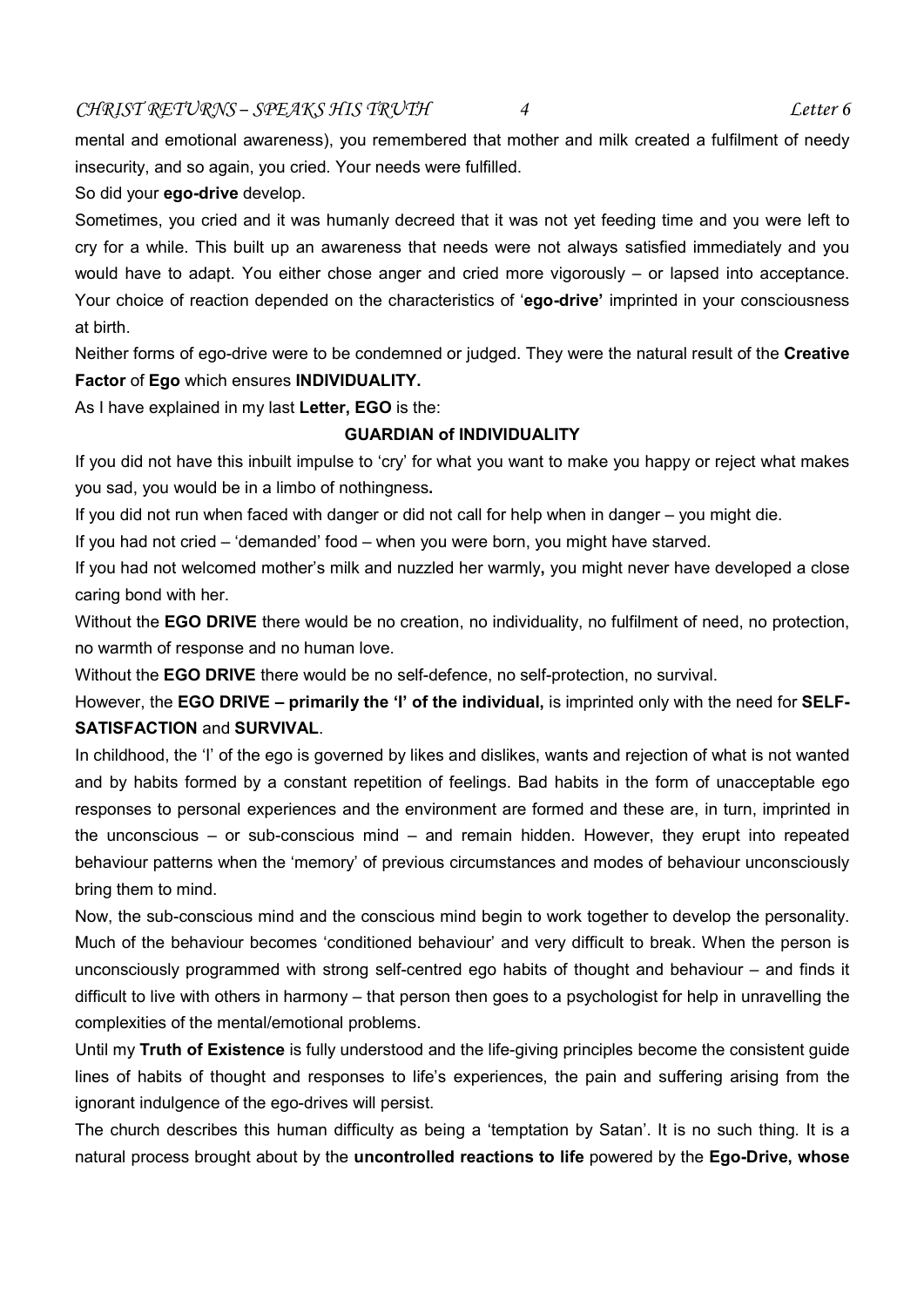mental and emotional awareness), you remembered that mother and milk created a fulfilment of needy insecurity, and so again, you cried. Your needs were fulfilled.

So did your **ego-drive** develop.

Sometimes, you cried and it was humanly decreed that it was not yet feeding time and you were left to cry for a while. This built up an awareness that needs were not always satisfied immediately and you would have to adapt. You either chose anger and cried more vigorously – or lapsed into acceptance. Your choice of reaction depended on the characteristics of '**ego-drive'** imprinted in your consciousness at birth.

Neither forms of ego-drive were to be condemned or judged. They were the natural result of the **Creative Factor** of **Ego** which ensures **INDIVIDUALITY.**

As I have explained in my last **Letter, EGO** is the:

**GUARDIAN of INDIVIDUALITY**

If you did not have this inbuilt impulse to 'cry' for what you want to make you happy or reject what makes you sad, you would be in a limbo of nothingness**.**

If you did not run when faced with danger or did not call for help when in danger – you might die.

If you had not cried – 'demanded' food – when you were born, you might have starved.

If you had not welcomed mother's milk and nuzzled her warmly**,** you might never have developed a close caring bond with her.

Without the **EGO DRIVE** there would be no creation, no individuality, no fulfilment of need, no protection, no warmth of response and no human love.

Without the **EGO DRIVE** there would be no self-defence, no self-protection, no survival.

However, the **EGO DRIVE – primarily the 'I' of the individual,** is imprinted only with the need for **SELF-SATISFACTION** and **SURVIVAL**.

In childhood, the 'I' of the ego is governed by likes and dislikes, wants and rejection of what is not wanted and by habits formed by a constant repetition of feelings. Bad habits in the form of unacceptable ego responses to personal experiences and the environment are formed and these are, in turn, imprinted in the unconscious – or sub-conscious mind – and remain hidden. However, they erupt into repeated behaviour patterns when the 'memory' of previous circumstances and modes of behaviour unconsciously bring them to mind.

Now, the sub-conscious mind and the conscious mind begin to work together to develop the personality. Much of the behaviour becomes 'conditioned behaviour' and very difficult to break. When the person is unconsciously programmed with strong self-centred ego habits of thought and behaviour – and finds it difficult to live with others in harmony – that person then goes to a psychologist for help in unravelling the complexities of the mental/emotional problems.

Until my **Truth of Existence** is fully understood and the life-giving principles become the consistent guide lines of habits of thought and responses to life's experiences, the pain and suffering arising from the ignorant indulgence of the ego-drives will persist.

The church describes this human difficulty as being a 'temptation by Satan'. It is no such thing. It is a natural process brought about by the **uncontrolled reactions to life** powered by the **Ego-Drive, whose**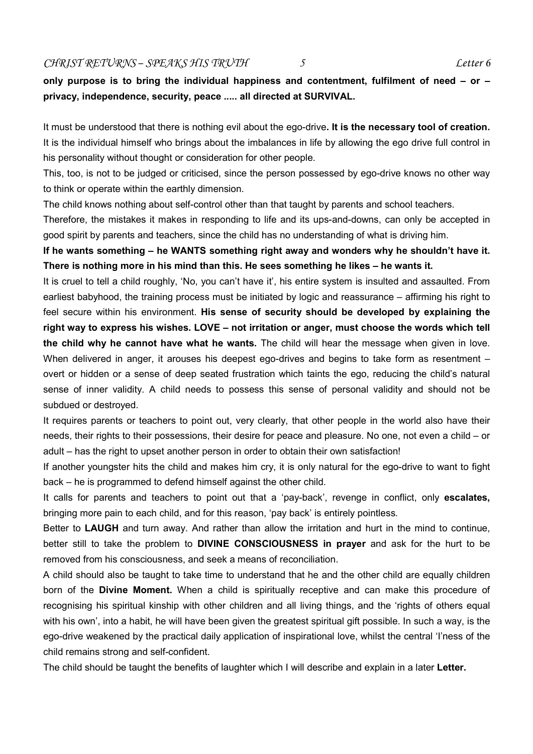**only purpose is to bring the individual happiness and contentment, fulfilment of need – or – privacy, independence, security, peace ..... all directed at SURVIVAL.**

It must be understood that there is nothing evil about the ego-drive**. It is the necessary tool of creation.** It is the individual himself who brings about the imbalances in life by allowing the ego drive full control in his personality without thought or consideration for other people.

This, too, is not to be judged or criticised, since the person possessed by ego-drive knows no other way to think or operate within the earthly dimension.

The child knows nothing about self-control other than that taught by parents and school teachers.

Therefore, the mistakes it makes in responding to life and its ups-and-downs, can only be accepted in good spirit by parents and teachers, since the child has no understanding of what is driving him.

**If he wants something – he WANTS something right away and wonders why he shouldn't have it. There is nothing more in his mind than this. He sees something he likes – he wants it.**

It is cruel to tell a child roughly, 'No, you can't have it', his entire system is insulted and assaulted. From earliest babyhood, the training process must be initiated by logic and reassurance – affirming his right to feel secure within his environment. **His sense of security should be developed by explaining the right way to express his wishes. LOVE – not irritation or anger, must choose the words which tell the child why he cannot have what he wants.** The child will hear the message when given in love. When delivered in anger, it arouses his deepest ego-drives and begins to take form as resentment – overt or hidden or a sense of deep seated frustration which taints the ego, reducing the child's natural sense of inner validity. A child needs to possess this sense of personal validity and should not be subdued or destroyed.

It requires parents or teachers to point out, very clearly, that other people in the world also have their needs, their rights to their possessions, their desire for peace and pleasure. No one, not even a child – or adult – has the right to upset another person in order to obtain their own satisfaction!

If another youngster hits the child and makes him cry, it is only natural for the ego-drive to want to fight back – he is programmed to defend himself against the other child.

It calls for parents and teachers to point out that a 'pay-back', revenge in conflict, only **escalates,** bringing more pain to each child, and for this reason, 'pay back' is entirely pointless.

Better to **LAUGH** and turn away. And rather than allow the irritation and hurt in the mind to continue, better still to take the problem to **DIVINE CONSCIOUSNESS in prayer** and ask for the hurt to be removed from his consciousness, and seek a means of reconciliation.

A child should also be taught to take time to understand that he and the other child are equally children born of the **Divine Moment.** When a child is spiritually receptive and can make this procedure of recognising his spiritual kinship with other children and all living things, and the 'rights of others equal with his own', into a habit, he will have been given the greatest spiritual gift possible. In such a way, is the ego-drive weakened by the practical daily application of inspirational love, whilst the central 'I'ness of the child remains strong and self-confident.

The child should be taught the benefits of laughter which I will describe and explain in a later **Letter.**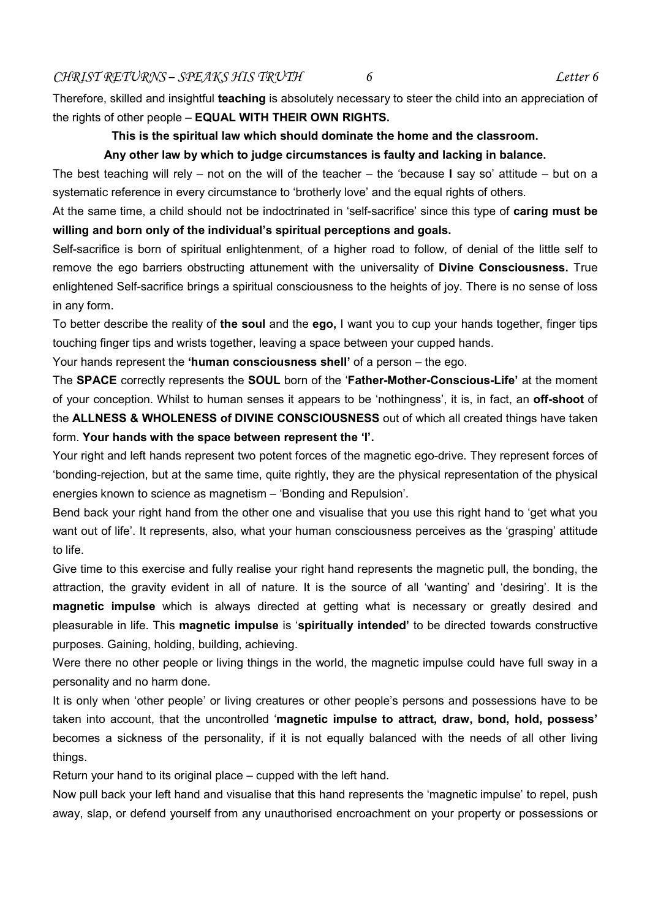Therefore, skilled and insightful **teaching** is absolutely necessary to steer the child into an appreciation of the rights of other people – **EQUAL WITH THEIR OWN RIGHTS.**

**This is the spiritual law which should dominate the home and the classroom.**

**Any other law by which to judge circumstances is faulty and lacking in balance.**

The best teaching will rely – not on the will of the teacher – the 'because **I** say so' attitude – but on a systematic reference in every circumstance to 'brotherly love' and the equal rights of others.

At the same time, a child should not be indoctrinated in 'self-sacrifice' since this type of **caring must be willing and born only of the individual's spiritual perceptions and goals.**

Self-sacrifice is born of spiritual enlightenment, of a higher road to follow, of denial of the little self to remove the ego barriers obstructing attunement with the universality of **Divine Consciousness.** True enlightened Self-sacrifice brings a spiritual consciousness to the heights of joy. There is no sense of loss in any form.

To better describe the reality of **the soul** and the **ego,** I want you to cup your hands together, finger tips touching finger tips and wrists together, leaving a space between your cupped hands.

Your hands represent the **'human consciousness shell'** of a person – the ego.

The **SPACE** correctly represents the **SOUL** born of the '**Father-Mother-Conscious-Life'** at the moment of your conception. Whilst to human senses it appears to be 'nothingness', it is, in fact, an **off-shoot** of the **ALLNESS & WHOLENESS of DIVINE CONSCIOUSNESS** out of which all created things have taken form. **Your hands with the space between represent the 'I'.**

Your right and left hands represent two potent forces of the magnetic ego-drive. They represent forces of 'bonding-rejection, but at the same time, quite rightly, they are the physical representation of the physical energies known to science as magnetism – 'Bonding and Repulsion'.

Bend back your right hand from the other one and visualise that you use this right hand to 'get what you want out of life'. It represents, also, what your human consciousness perceives as the 'grasping' attitude to life.

Give time to this exercise and fully realise your right hand represents the magnetic pull, the bonding, the attraction, the gravity evident in all of nature. It is the source of all 'wanting' and 'desiring'. It is the **magnetic impulse** which is always directed at getting what is necessary or greatly desired and pleasurable in life. This **magnetic impulse** is '**spiritually intended'** to be directed towards constructive purposes. Gaining, holding, building, achieving.

Were there no other people or living things in the world, the magnetic impulse could have full sway in a personality and no harm done.

It is only when 'other people' or living creatures or other people's persons and possessions have to be taken into account, that the uncontrolled '**magnetic impulse to attract, draw, bond, hold, possess'** becomes a sickness of the personality, if it is not equally balanced with the needs of all other living things.

Return your hand to its original place – cupped with the left hand.

Now pull back your left hand and visualise that this hand represents the 'magnetic impulse' to repel, push away, slap, or defend yourself from any unauthorised encroachment on your property or possessions or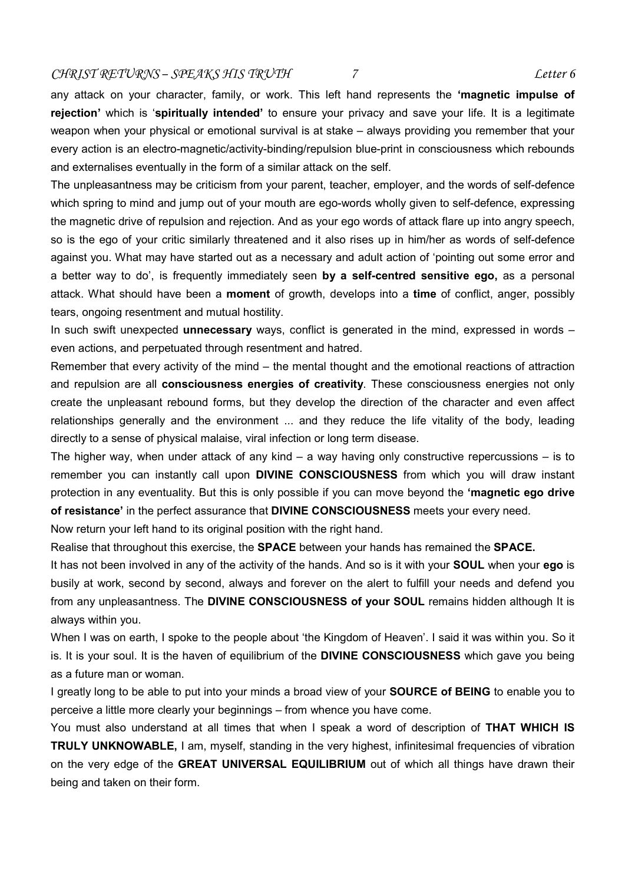any attack on your character, family, or work. This left hand represents the **'magnetic impulse of rejection'** which is '**spiritually intended'** to ensure your privacy and save your life. It is a legitimate weapon when your physical or emotional survival is at stake – always providing you remember that your every action is an electro-magnetic/activity-binding/repulsion blue-print in consciousness which rebounds and externalises eventually in the form of a similar attack on the self.

The unpleasantness may be criticism from your parent, teacher, employer, and the words of self-defence which spring to mind and jump out of your mouth are ego-words wholly given to self-defence, expressing the magnetic drive of repulsion and rejection. And as your ego words of attack flare up into angry speech, so is the ego of your critic similarly threatened and it also rises up in him/her as words of self-defence against you. What may have started out as a necessary and adult action of 'pointing out some error and a better way to do', is frequently immediately seen **by a self-centred sensitive ego,** as a personal attack. What should have been a **moment** of growth, develops into a **time** of conflict, anger, possibly tears, ongoing resentment and mutual hostility.

In such swift unexpected **unnecessary** ways, conflict is generated in the mind, expressed in words – even actions, and perpetuated through resentment and hatred.

Remember that every activity of the mind – the mental thought and the emotional reactions of attraction and repulsion are all **consciousness energies of creativity**. These consciousness energies not only create the unpleasant rebound forms, but they develop the direction of the character and even affect relationships generally and the environment ... and they reduce the life vitality of the body, leading directly to a sense of physical malaise, viral infection or long term disease.

The higher way, when under attack of any kind – a way having only constructive repercussions – is to remember you can instantly call upon **DIVINE CONSCIOUSNESS** from which you will draw instant protection in any eventuality. But this is only possible if you can move beyond the **'magnetic ego drive of resistance'** in the perfect assurance that **DIVINE CONSCIOUSNESS** meets your every need.

Now return your left hand to its original position with the right hand.

Realise that throughout this exercise, the **SPACE** between your hands has remained the **SPACE.**

It has not been involved in any of the activity of the hands. And so is it with your **SOUL** when your **ego** is busily at work, second by second, always and forever on the alert to fulfill your needs and defend you from any unpleasantness. The **DIVINE CONSCIOUSNESS of your SOUL** remains hidden although It is always within you.

When I was on earth, I spoke to the people about 'the Kingdom of Heaven'. I said it was within you. So it is. It is your soul. It is the haven of equilibrium of the **DIVINE CONSCIOUSNESS** which gave you being as a future man or woman.

I greatly long to be able to put into your minds a broad view of your **SOURCE of BEING** to enable you to perceive a little more clearly your beginnings – from whence you have come.

You must also understand at all times that when I speak a word of description of **THAT WHICH IS TRULY UNKNOWABLE,** I am, myself, standing in the very highest, infinitesimal frequencies of vibration on the very edge of the **GREAT UNIVERSAL EQUILIBRIUM** out of which all things have drawn their being and taken on their form.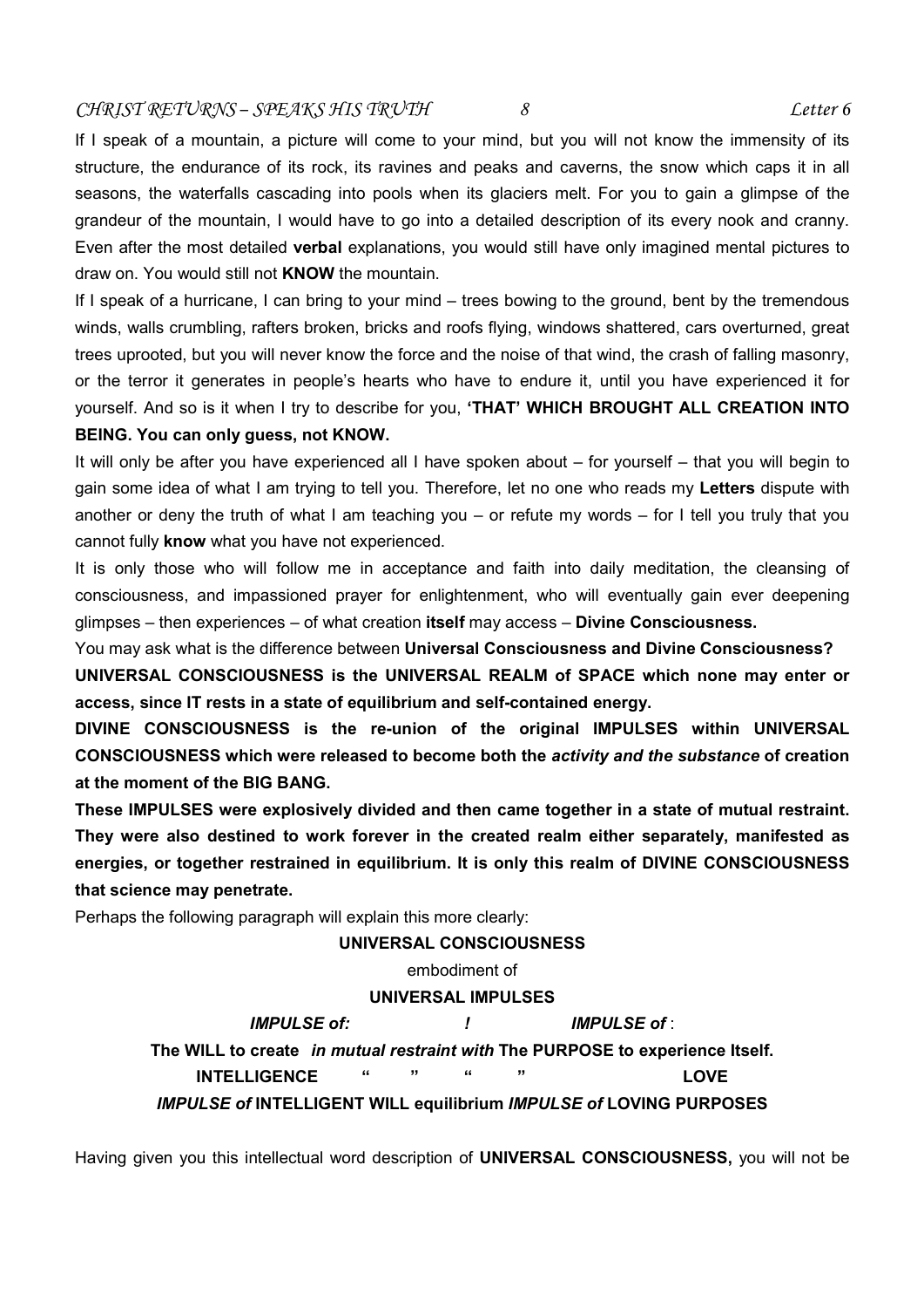If I speak of a mountain, a picture will come to your mind, but you will not know the immensity of its structure, the endurance of its rock, its ravines and peaks and caverns, the snow which caps it in all seasons, the waterfalls cascading into pools when its glaciers melt. For you to gain a glimpse of the grandeur of the mountain, I would have to go into a detailed description of its every nook and cranny. Even after the most detailed **verbal** explanations, you would still have only imagined mental pictures to draw on. You would still not **KNOW** the mountain.

If I speak of a hurricane, I can bring to your mind – trees bowing to the ground, bent by the tremendous winds, walls crumbling, rafters broken, bricks and roofs flying, windows shattered, cars overturned, great trees uprooted, but you will never know the force and the noise of that wind, the crash of falling masonry, or the terror it generates in people's hearts who have to endure it, until you have experienced it for yourself. And so is it when I try to describe for you, **'THAT' WHICH BROUGHT ALL CREATION INTO BEING. You can only guess, not KNOW.**

It will only be after you have experienced all I have spoken about – for yourself – that you will begin to gain some idea of what I am trying to tell you. Therefore, let no one who reads my **Letters** dispute with another or deny the truth of what I am teaching you – or refute my words – for I tell you truly that you cannot fully **know** what you have not experienced.

It is only those who will follow me in acceptance and faith into daily meditation, the cleansing of consciousness, and impassioned prayer for enlightenment, who will eventually gain ever deepening glimpses – then experiences – of what creation **itself** may access – **Divine Consciousness.**

You may ask what is the difference between **Universal Consciousness and Divine Consciousness?**

**UNIVERSAL CONSCIOUSNESS is the UNIVERSAL REALM of SPACE which none may enter or access, since IT rests in a state of equilibrium and self-contained energy.**

**DIVINE CONSCIOUSNESS is the re-union of the original IMPULSES within UNIVERSAL CONSCIOUSNESS which were released to become both the *activity and the substance* of creation at the moment of the BIG BANG.**

**These IMPULSES were explosively divided and then came together in a state of mutual restraint. They were also destined to work forever in the created realm either separately, manifested as energies, or together restrained in equilibrium. It is only this realm of DIVINE CONSCIOUSNESS that science may penetrate.**

Perhaps the following paragraph will explain this more clearly:

**UNIVERSAL CONSCIOUSNESS**

embodiment of

**UNIVERSAL IMPULSES**

***IMPULSE of:*** ***!*** ***IMPULSE of*** :

**The WILL to create *in mutual restraint with* The PURPOSE to experience Itself.**

**INTELLIGENCE " " " " LOVE**

***IMPULSE of* INTELLIGENT WILL equilibrium *IMPULSE of* LOVING PURPOSES**

Having given you this intellectual word description of **UNIVERSAL CONSCIOUSNESS,** you will not be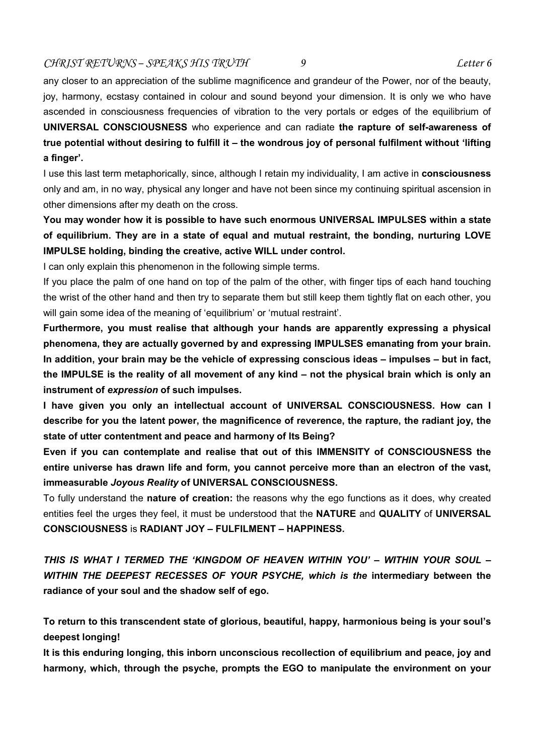any closer to an appreciation of the sublime magnificence and grandeur of the Power, nor of the beauty, joy, harmony, ecstasy contained in colour and sound beyond your dimension. It is only we who have ascended in consciousness frequencies of vibration to the very portals or edges of the equilibrium of **UNIVERSAL CONSCIOUSNESS** who experience and can radiate **the rapture of self-awareness of true potential without desiring to fulfill it – the wondrous joy of personal fulfilment without 'lifting a finger'.**

I use this last term metaphorically, since, although I retain my individuality, I am active in **consciousness** only and am, in no way, physical any longer and have not been since my continuing spiritual ascension in other dimensions after my death on the cross.

**You may wonder how it is possible to have such enormous UNIVERSAL IMPULSES within a state of equilibrium. They are in a state of equal and mutual restraint, the bonding, nurturing LOVE IMPULSE holding, binding the creative, active WILL under control.**

I can only explain this phenomenon in the following simple terms.

If you place the palm of one hand on top of the palm of the other, with finger tips of each hand touching the wrist of the other hand and then try to separate them but still keep them tightly flat on each other, you will gain some idea of the meaning of 'equilibrium' or 'mutual restraint'.

**Furthermore, you must realise that although your hands are apparently expressing a physical phenomena, they are actually governed by and expressing IMPULSES emanating from your brain. In addition, your brain may be the vehicle of expressing conscious ideas – impulses – but in fact, the IMPULSE is the reality of all movement of any kind – not the physical brain which is only an instrument of *expression* of such impulses.**

**I have given you only an intellectual account of UNIVERSAL CONSCIOUSNESS. How can I describe for you the latent power, the magnificence of reverence, the rapture, the radiant joy, the state of utter contentment and peace and harmony of Its Being?**

**Even if you can contemplate and realise that out of this IMMENSITY of CONSCIOUSNESS the entire universe has drawn life and form, you cannot perceive more than an electron of the vast, immeasurable *Joyous Reality* of UNIVERSAL CONSCIOUSNESS.**

To fully understand the **nature of creation:** the reasons why the ego functions as it does, why created entities feel the urges they feel, it must be understood that the **NATURE** and **QUALITY** of **UNIVERSAL CONSCIOUSNESS** is **RADIANT JOY – FULFILMENT – HAPPINESS.**

***THIS IS WHAT I TERMED THE 'KINGDOM OF HEAVEN WITHIN YOU' – WITHIN YOUR SOUL – WITHIN THE DEEPEST RECESSES OF YOUR PSYCHE, which is the* intermediary between the radiance of your soul and the shadow self of ego.**

**To return to this transcendent state of glorious, beautiful, happy, harmonious being is your soul's deepest longing!**

**It is this enduring longing, this inborn unconscious recollection of equilibrium and peace, joy and harmony, which, through the psyche, prompts the EGO to manipulate the environment on your**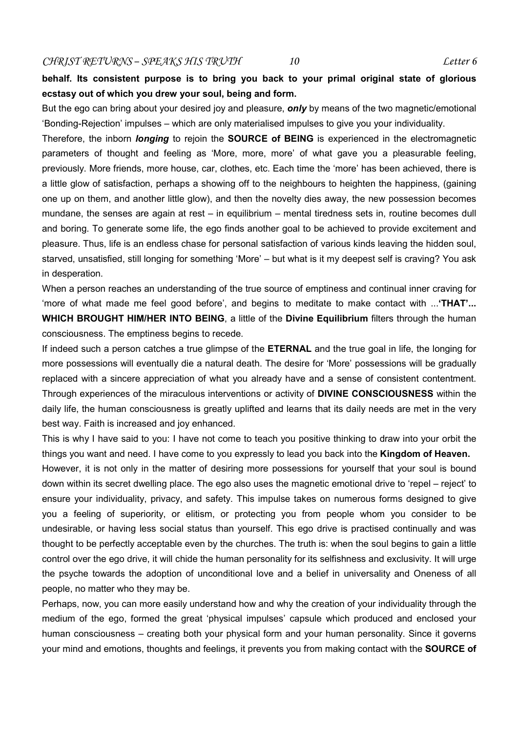**behalf. Its consistent purpose is to bring you back to your primal original state of glorious ecstasy out of which you drew your soul, being and form.**

But the ego can bring about your desired joy and pleasure, ***only*** by means of the two magnetic/emotional 'Bonding-Rejection' impulses – which are only materialised impulses to give you your individuality.

Therefore, the inborn ***longing*** to rejoin the **SOURCE of BEING** is experienced in the electromagnetic parameters of thought and feeling as 'More, more, more' of what gave you a pleasurable feeling, previously. More friends, more house, car, clothes, etc. Each time the 'more' has been achieved, there is a little glow of satisfaction, perhaps a showing off to the neighbours to heighten the happiness, (gaining one up on them, and another little glow), and then the novelty dies away, the new possession becomes mundane, the senses are again at rest – in equilibrium – mental tiredness sets in, routine becomes dull and boring. To generate some life, the ego finds another goal to be achieved to provide excitement and pleasure. Thus, life is an endless chase for personal satisfaction of various kinds leaving the hidden soul, starved, unsatisfied, still longing for something 'More' – but what is it my deepest self is craving? You ask in desperation.

When a person reaches an understanding of the true source of emptiness and continual inner craving for 'more of what made me feel good before', and begins to meditate to make contact with ...**'THAT'... WHICH BROUGHT HIM/HER INTO BEING**, a little of the **Divine Equilibrium** filters through the human consciousness. The emptiness begins to recede.

If indeed such a person catches a true glimpse of the **ETERNAL** and the true goal in life, the longing for more possessions will eventually die a natural death. The desire for 'More' possessions will be gradually replaced with a sincere appreciation of what you already have and a sense of consistent contentment. Through experiences of the miraculous interventions or activity of **DIVINE CONSCIOUSNESS** within the daily life, the human consciousness is greatly uplifted and learns that its daily needs are met in the very best way. Faith is increased and joy enhanced.

This is why I have said to you: I have not come to teach you positive thinking to draw into your orbit the things you want and need. I have come to you expressly to lead you back into the **Kingdom of Heaven.**

However, it is not only in the matter of desiring more possessions for yourself that your soul is bound down within its secret dwelling place. The ego also uses the magnetic emotional drive to 'repel – reject' to ensure your individuality, privacy, and safety. This impulse takes on numerous forms designed to give you a feeling of superiority, or elitism, or protecting you from people whom you consider to be undesirable, or having less social status than yourself. This ego drive is practised continually and was thought to be perfectly acceptable even by the churches. The truth is: when the soul begins to gain a little control over the ego drive, it will chide the human personality for its selfishness and exclusivity. It will urge the psyche towards the adoption of unconditional love and a belief in universality and Oneness of all people, no matter who they may be.

Perhaps, now, you can more easily understand how and why the creation of your individuality through the medium of the ego, formed the great 'physical impulses' capsule which produced and enclosed your human consciousness – creating both your physical form and your human personality. Since it governs your mind and emotions, thoughts and feelings, it prevents you from making contact with the **SOURCE of**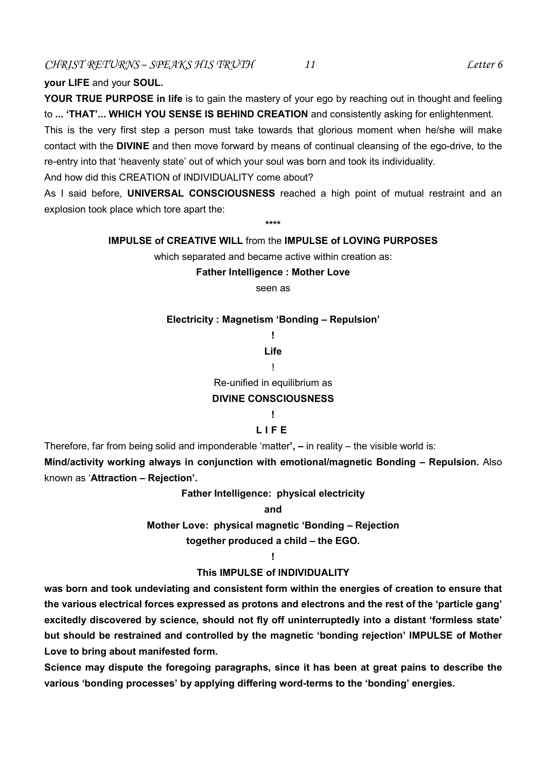**your LIFE** and your **SOUL.**

**YOUR TRUE PURPOSE in life** is to gain the mastery of your ego by reaching out in thought and feeling to **... 'THAT'... WHICH YOU SENSE IS BEHIND CREATION** and consistently asking for enlightenment.

This is the very first step a person must take towards that glorious moment when he/she will make contact with the **DIVINE** and then move forward by means of continual cleansing of the ego-drive, to the re-entry into that 'heavenly state' out of which your soul was born and took its individuality.

And how did this CREATION of INDIVIDUALITY come about?

As I said before, **UNIVERSAL CONSCIOUSNESS** reached a high point of mutual restraint and an explosion took place which tore apart the:

****

**IMPULSE of CREATIVE WILL** from the **IMPULSE of LOVING PURPOSES**

which separated and became active within creation as:

**Father Intelligence : Mother Love**

seen as

**Electricity : Magnetism 'Bonding – Repulsion'**

**!**

**Life**

!

Re-unified in equilibrium as

**DIVINE CONSCIOUSNESS**

**!**

**L I F E**

Therefore, far from being solid and imponderable 'matter**', –** in reality – the visible world is:

**Mind/activity working always in conjunction with emotional/magnetic Bonding – Repulsion.** Also known as '**Attraction – Rejection'.**

**Father Intelligence: physical electricity**

**and**

**Mother Love: physical magnetic 'Bonding – Rejection**

**together produced a child – the EGO.**

**!**

**This IMPULSE of INDIVIDUALITY**

**was born and took undeviating and consistent form within the energies of creation to ensure that the various electrical forces expressed as protons and electrons and the rest of the 'particle gang' excitedly discovered by science, should not fly off uninterruptedly into a distant 'formless state' but should be restrained and controlled by the magnetic 'bonding rejection' IMPULSE of Mother Love to bring about manifested form.**

**Science may dispute the foregoing paragraphs, since it has been at great pains to describe the various 'bonding processes' by applying differing word-terms to the 'bonding' energies.**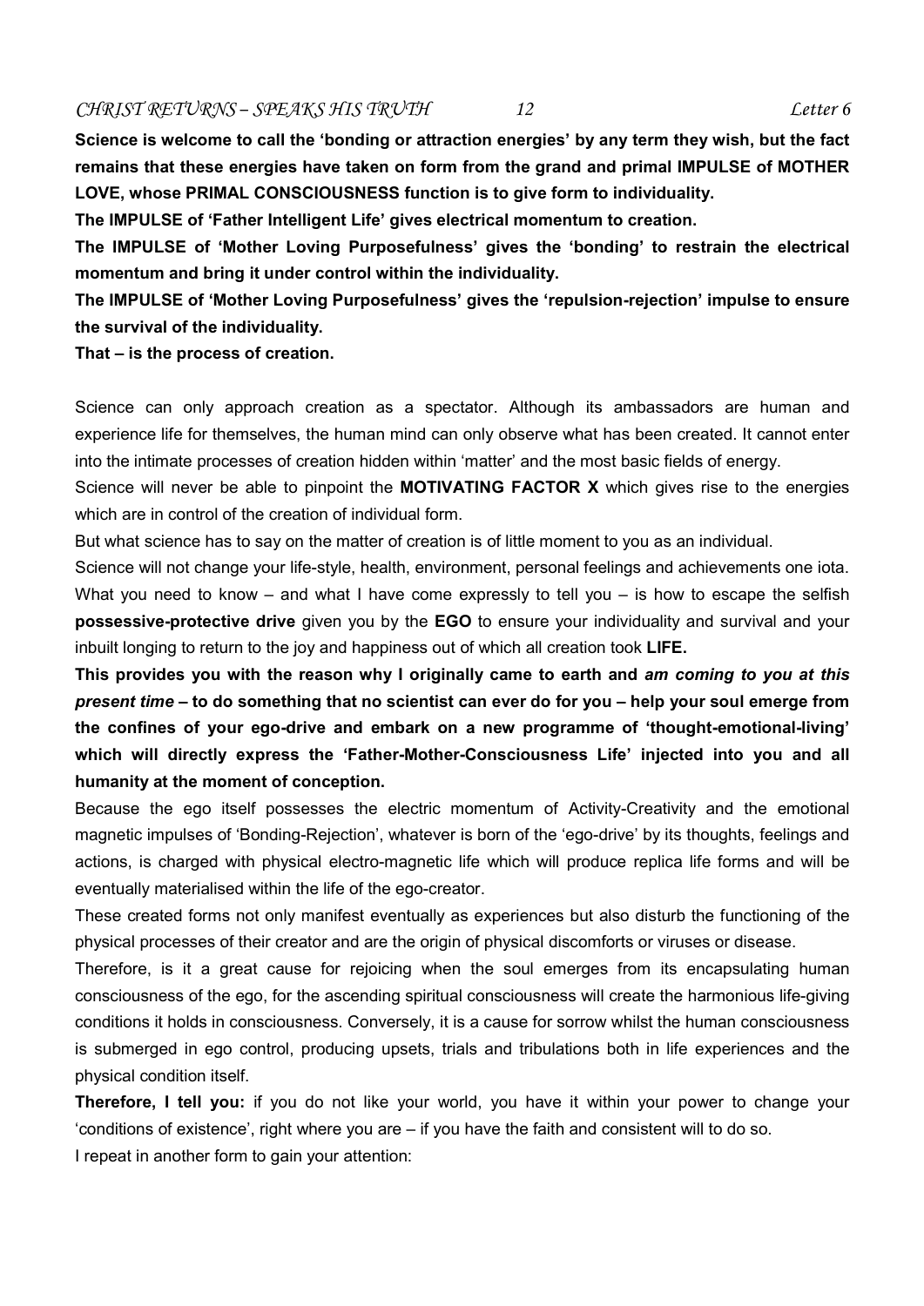**Science is welcome to call the 'bonding or attraction energies' by any term they wish, but the fact remains that these energies have taken on form from the grand and primal IMPULSE of MOTHER LOVE, whose PRIMAL CONSCIOUSNESS function is to give form to individuality.**

**The IMPULSE of 'Father Intelligent Life' gives electrical momentum to creation.**

**The IMPULSE of 'Mother Loving Purposefulness' gives the 'bonding' to restrain the electrical momentum and bring it under control within the individuality.**

**The IMPULSE of 'Mother Loving Purposefulness' gives the 'repulsion-rejection' impulse to ensure the survival of the individuality.**

**That – is the process of creation.**

Science can only approach creation as a spectator. Although its ambassadors are human and experience life for themselves, the human mind can only observe what has been created. It cannot enter into the intimate processes of creation hidden within 'matter' and the most basic fields of energy.

Science will never be able to pinpoint the **MOTIVATING FACTOR X** which gives rise to the energies which are in control of the creation of individual form.

But what science has to say on the matter of creation is of little moment to you as an individual.

Science will not change your life-style, health, environment, personal feelings and achievements one iota. What you need to know – and what I have come expressly to tell you – is how to escape the selfish **possessive-protective drive** given you by the **EGO** to ensure your individuality and survival and your inbuilt longing to return to the joy and happiness out of which all creation took **LIFE.**

**This provides you with the reason why I originally came to earth and *am coming to you at this present time* – to do something that no scientist can ever do for you – help your soul emerge from the confines of your ego-drive and embark on a new programme of 'thought-emotional-living' which will directly express the 'Father-Mother-Consciousness Life' injected into you and all humanity at the moment of conception.**

Because the ego itself possesses the electric momentum of Activity-Creativity and the emotional magnetic impulses of 'Bonding-Rejection', whatever is born of the 'ego-drive' by its thoughts, feelings and actions, is charged with physical electro-magnetic life which will produce replica life forms and will be eventually materialised within the life of the ego-creator.

These created forms not only manifest eventually as experiences but also disturb the functioning of the physical processes of their creator and are the origin of physical discomforts or viruses or disease.

Therefore, is it a great cause for rejoicing when the soul emerges from its encapsulating human consciousness of the ego, for the ascending spiritual consciousness will create the harmonious life-giving conditions it holds in consciousness. Conversely, it is a cause for sorrow whilst the human consciousness is submerged in ego control, producing upsets, trials and tribulations both in life experiences and the physical condition itself.

**Therefore, I tell you:** if you do not like your world, you have it within your power to change your 'conditions of existence', right where you are – if you have the faith and consistent will to do so.

I repeat in another form to gain your attention: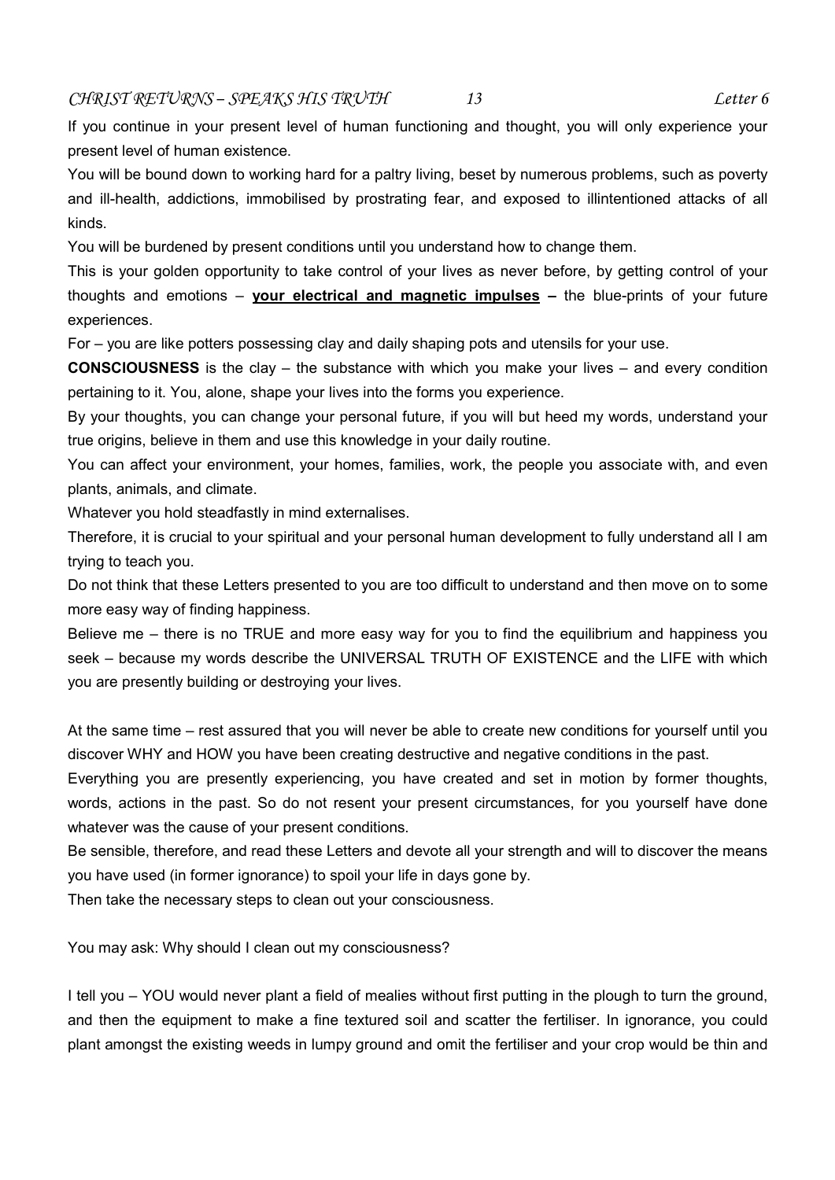If you continue in your present level of human functioning and thought, you will only experience your present level of human existence.

You will be bound down to working hard for a paltry living, beset by numerous problems, such as poverty and ill-health, addictions, immobilised by prostrating fear, and exposed to illintentioned attacks of all kinds.

You will be burdened by present conditions until you understand how to change them.

This is your golden opportunity to take control of your lives as never before, by getting control of your thoughts and emotions – **<u>your electrical and magnetic impulses</u> –** the blue-prints of your future experiences.

For – you are like potters possessing clay and daily shaping pots and utensils for your use.

**CONSCIOUSNESS** is the clay – the substance with which you make your lives – and every condition pertaining to it. You, alone, shape your lives into the forms you experience.

By your thoughts, you can change your personal future, if you will but heed my words, understand your true origins, believe in them and use this knowledge in your daily routine.

You can affect your environment, your homes, families, work, the people you associate with, and even plants, animals, and climate.

Whatever you hold steadfastly in mind externalises.

Therefore, it is crucial to your spiritual and your personal human development to fully understand all I am trying to teach you.

Do not think that these Letters presented to you are too difficult to understand and then move on to some more easy way of finding happiness.

Believe me – there is no TRUE and more easy way for you to find the equilibrium and happiness you seek – because my words describe the UNIVERSAL TRUTH OF EXISTENCE and the LIFE with which you are presently building or destroying your lives.

At the same time – rest assured that you will never be able to create new conditions for yourself until you discover WHY and HOW you have been creating destructive and negative conditions in the past.

Everything you are presently experiencing, you have created and set in motion by former thoughts, words, actions in the past. So do not resent your present circumstances, for you yourself have done whatever was the cause of your present conditions.

Be sensible, therefore, and read these Letters and devote all your strength and will to discover the means you have used (in former ignorance) to spoil your life in days gone by.

Then take the necessary steps to clean out your consciousness.

You may ask: Why should I clean out my consciousness?

I tell you – YOU would never plant a field of mealies without first putting in the plough to turn the ground, and then the equipment to make a fine textured soil and scatter the fertiliser. In ignorance, you could plant amongst the existing weeds in lumpy ground and omit the fertiliser and your crop would be thin and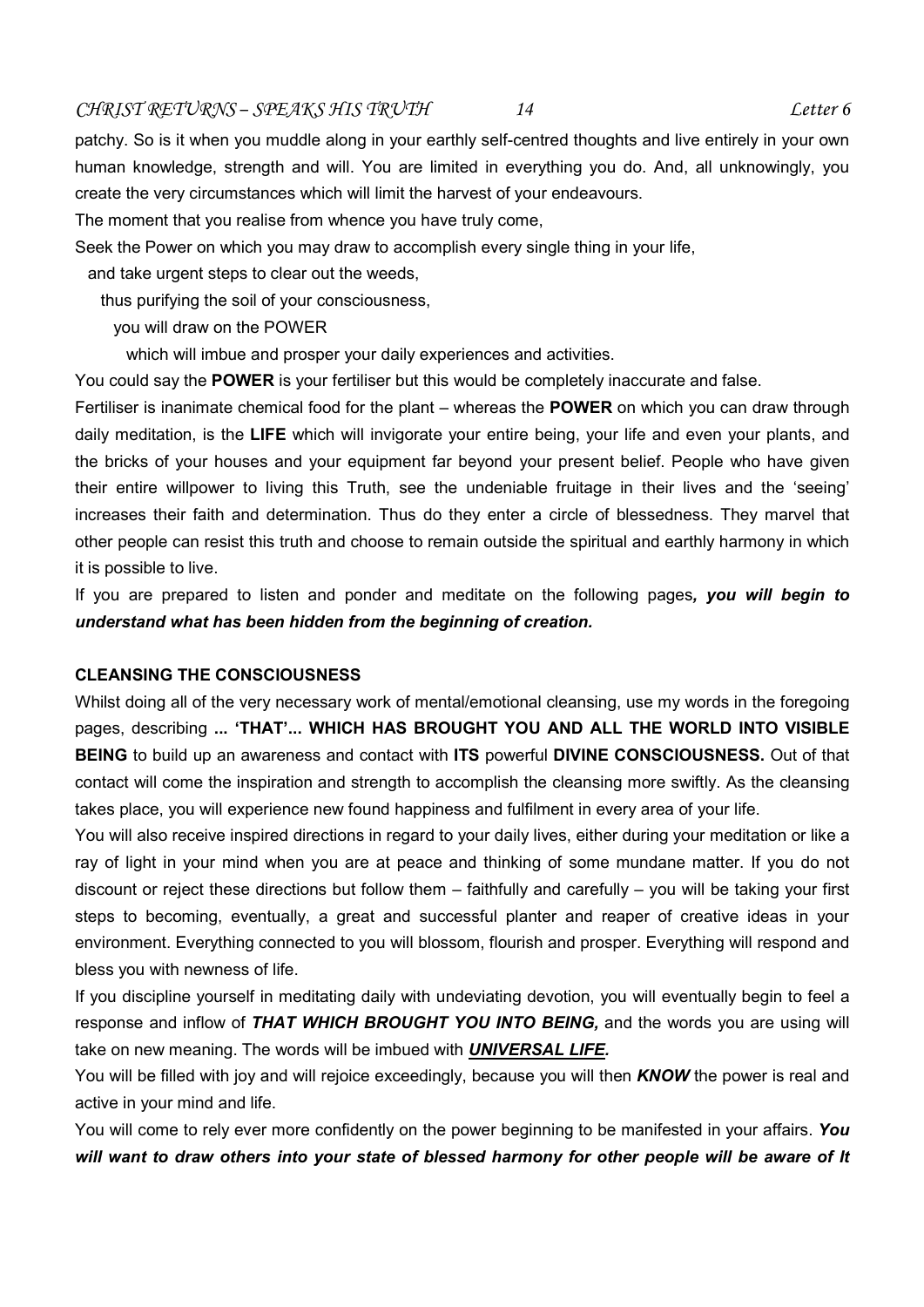patchy. So is it when you muddle along in your earthly self-centred thoughts and live entirely in your own human knowledge, strength and will. You are limited in everything you do. And, all unknowingly, you create the very circumstances which will limit the harvest of your endeavours.

The moment that you realise from whence you have truly come,

Seek the Power on which you may draw to accomplish every single thing in your life,

and take urgent steps to clear out the weeds,

thus purifying the soil of your consciousness,

you will draw on the POWER

which will imbue and prosper your daily experiences and activities.

You could say the **POWER** is your fertiliser but this would be completely inaccurate and false.

Fertiliser is inanimate chemical food for the plant – whereas the **POWER** on which you can draw through daily meditation, is the **LIFE** which will invigorate your entire being, your life and even your plants, and the bricks of your houses and your equipment far beyond your present belief. People who have given their entire willpower to living this Truth, see the undeniable fruitage in their lives and the 'seeing' increases their faith and determination. Thus do they enter a circle of blessedness. They marvel that other people can resist this truth and choose to remain outside the spiritual and earthly harmony in which it is possible to live.

If you are prepared to listen and ponder and meditate on the following pages***, you will begin to understand what has been hidden from the beginning of creation.***

**CLEANSING THE CONSCIOUSNESS**

Whilst doing all of the very necessary work of mental/emotional cleansing, use my words in the foregoing pages, describing **... 'THAT'... WHICH HAS BROUGHT YOU AND ALL THE WORLD INTO VISIBLE BEING** to build up an awareness and contact with **ITS** powerful **DIVINE CONSCIOUSNESS.** Out of that contact will come the inspiration and strength to accomplish the cleansing more swiftly. As the cleansing takes place, you will experience new found happiness and fulfilment in every area of your life.

You will also receive inspired directions in regard to your daily lives, either during your meditation or like a ray of light in your mind when you are at peace and thinking of some mundane matter. If you do not discount or reject these directions but follow them – faithfully and carefully – you will be taking your first steps to becoming, eventually, a great and successful planter and reaper of creative ideas in your environment. Everything connected to you will blossom, flourish and prosper. Everything will respond and bless you with newness of life.

If you discipline yourself in meditating daily with undeviating devotion, you will eventually begin to feel a response and inflow of ***THAT WHICH BROUGHT YOU INTO BEING,*** and the words you are using will take on new meaning. The words will be imbued with ***<u>UNIVERSAL LIFE</u>.***

You will be filled with joy and will rejoice exceedingly, because you will then ***KNOW*** the power is real and active in your mind and life.

You will come to rely ever more confidently on the power beginning to be manifested in your affairs. ***You will want to draw others into your state of blessed harmony for other people will be aware of It***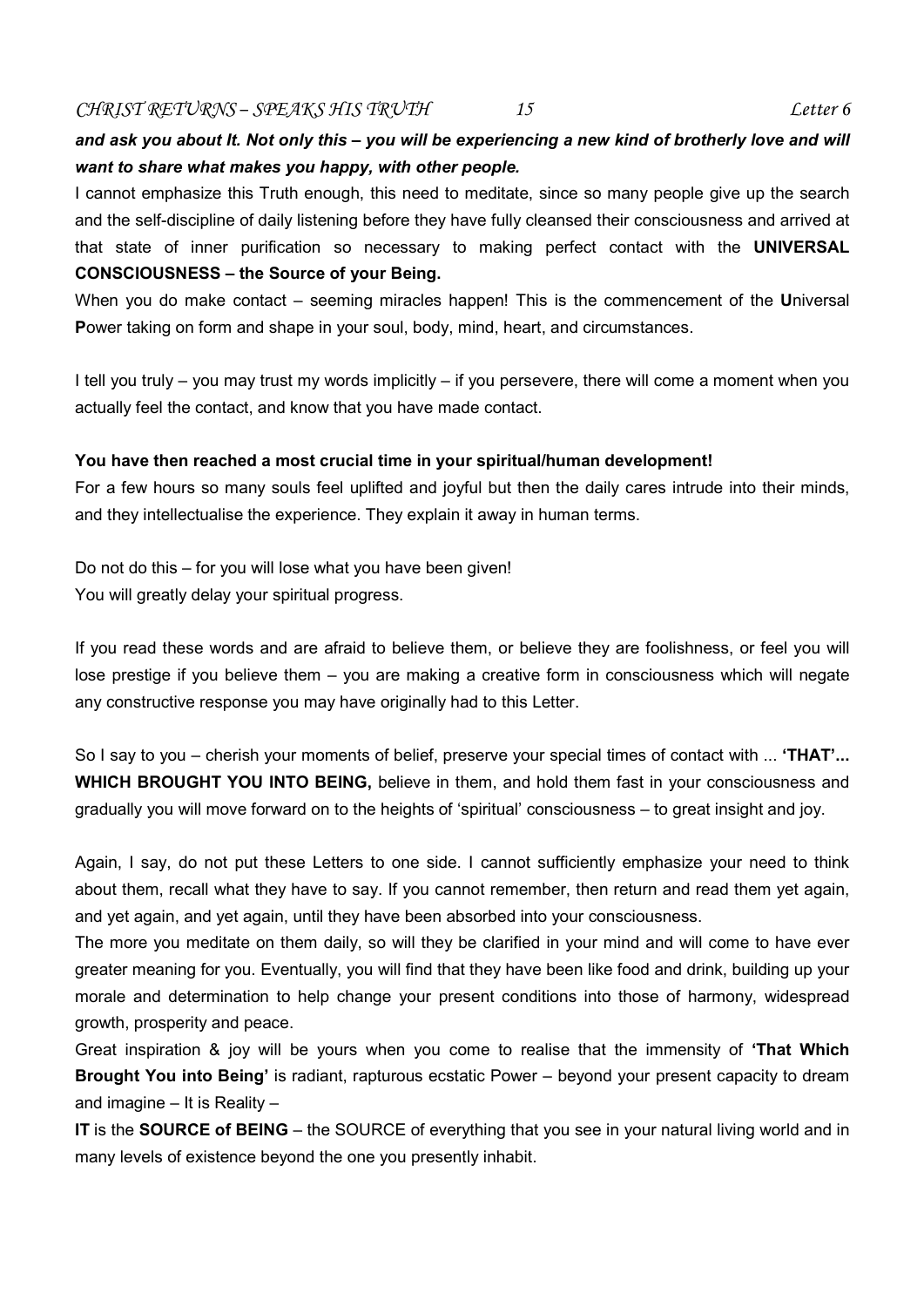***and ask you about It. Not only this – you will be experiencing a new kind of brotherly love and will want to share what makes you happy, with other people.***

I cannot emphasize this Truth enough, this need to meditate, since so many people give up the search and the self-discipline of daily listening before they have fully cleansed their consciousness and arrived at that state of inner purification so necessary to making perfect contact with the **UNIVERSAL CONSCIOUSNESS – the Source of your Being.**

When you do make contact – seeming miracles happen! This is the commencement of the **U**niversal **P**ower taking on form and shape in your soul, body, mind, heart, and circumstances.

I tell you truly – you may trust my words implicitly – if you persevere, there will come a moment when you actually feel the contact, and know that you have made contact.

**You have then reached a most crucial time in your spiritual/human development!**

For a few hours so many souls feel uplifted and joyful but then the daily cares intrude into their minds, and they intellectualise the experience. They explain it away in human terms.

Do not do this – for you will lose what you have been given!
You will greatly delay your spiritual progress.

If you read these words and are afraid to believe them, or believe they are foolishness, or feel you will lose prestige if you believe them – you are making a creative form in consciousness which will negate any constructive response you may have originally had to this Letter.

So I say to you – cherish your moments of belief, preserve your special times of contact with ... **'THAT'... WHICH BROUGHT YOU INTO BEING,** believe in them, and hold them fast in your consciousness and gradually you will move forward on to the heights of 'spiritual' consciousness – to great insight and joy.

Again, I say, do not put these Letters to one side. I cannot sufficiently emphasize your need to think about them, recall what they have to say. If you cannot remember, then return and read them yet again, and yet again, and yet again, until they have been absorbed into your consciousness.

The more you meditate on them daily, so will they be clarified in your mind and will come to have ever greater meaning for you. Eventually, you will find that they have been like food and drink, building up your morale and determination to help change your present conditions into those of harmony, widespread growth, prosperity and peace.

Great inspiration & joy will be yours when you come to realise that the immensity of **'That Which Brought You into Being'** is radiant, rapturous ecstatic Power – beyond your present capacity to dream and imagine – It is Reality –

**IT** is the **SOURCE of BEING** – the SOURCE of everything that you see in your natural living world and in many levels of existence beyond the one you presently inhabit.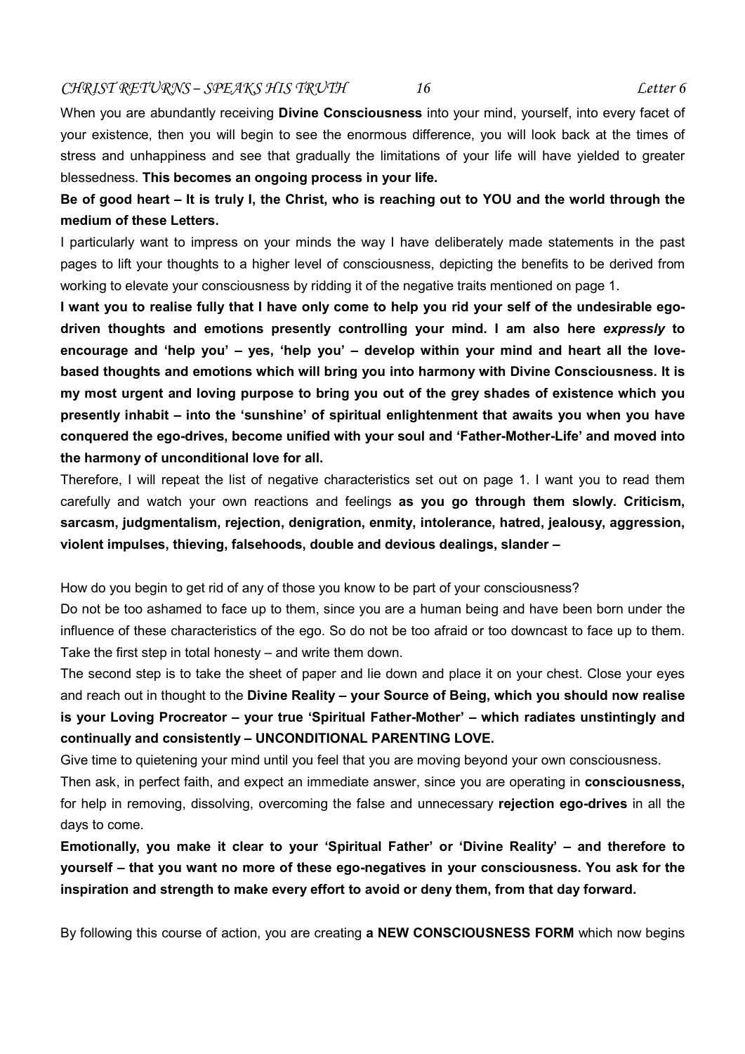When you are abundantly receiving **Divine Consciousness** into your mind, yourself, into every facet of your existence, then you will begin to see the enormous difference, you will look back at the times of stress and unhappiness and see that gradually the limitations of your life will have yielded to greater blessedness. **This becomes an ongoing process in your life.**

**Be of good heart – It is truly I, the Christ, who is reaching out to YOU and the world through the medium of these Letters.**

I particularly want to impress on your minds the way I have deliberately made statements in the past pages to lift your thoughts to a higher level of consciousness, depicting the benefits to be derived from working to elevate your consciousness by ridding it of the negative traits mentioned on page 1.

**I want you to realise fully that I have only come to help you rid your self of the undesirable ego-driven thoughts and emotions presently controlling your mind. I am also here *expressly* to encourage and 'help you' – yes, 'help you' – develop within your mind and heart all the love-based thoughts and emotions which will bring you into harmony with Divine Consciousness. It is my most urgent and loving purpose to bring you out of the grey shades of existence which you presently inhabit – into the 'sunshine' of spiritual enlightenment that awaits you when you have conquered the ego-drives, become unified with your soul and 'Father-Mother-Life' and moved into the harmony of unconditional love for all.**

Therefore, I will repeat the list of negative characteristics set out on page 1. I want you to read them carefully and watch your own reactions and feelings **as you go through them slowly. Criticism, sarcasm, judgmentalism, rejection, denigration, enmity, intolerance, hatred, jealousy, aggression, violent impulses, thieving, falsehoods, double and devious dealings, slander –**

How do you begin to get rid of any of those you know to be part of your consciousness?

Do not be too ashamed to face up to them, since you are a human being and have been born under the influence of these characteristics of the ego. So do not be too afraid or too downcast to face up to them. Take the first step in total honesty – and write them down.

The second step is to take the sheet of paper and lie down and place it on your chest. Close your eyes and reach out in thought to the **Divine Reality – your Source of Being, which you should now realise is your Loving Procreator – your true 'Spiritual Father-Mother' – which radiates unstintingly and continually and consistently – UNCONDITIONAL PARENTING LOVE.**

Give time to quietening your mind until you feel that you are moving beyond your own consciousness.

Then ask, in perfect faith, and expect an immediate answer, since you are operating in **consciousness,** for help in removing, dissolving, overcoming the false and unnecessary **rejection ego-drives** in all the days to come.

**Emotionally, you make it clear to your 'Spiritual Father' or 'Divine Reality' – and therefore to yourself – that you want no more of these ego-negatives in your consciousness. You ask for the inspiration and strength to make every effort to avoid or deny them, from that day forward.**

By following this course of action, you are creating **a NEW CONSCIOUSNESS FORM** which now begins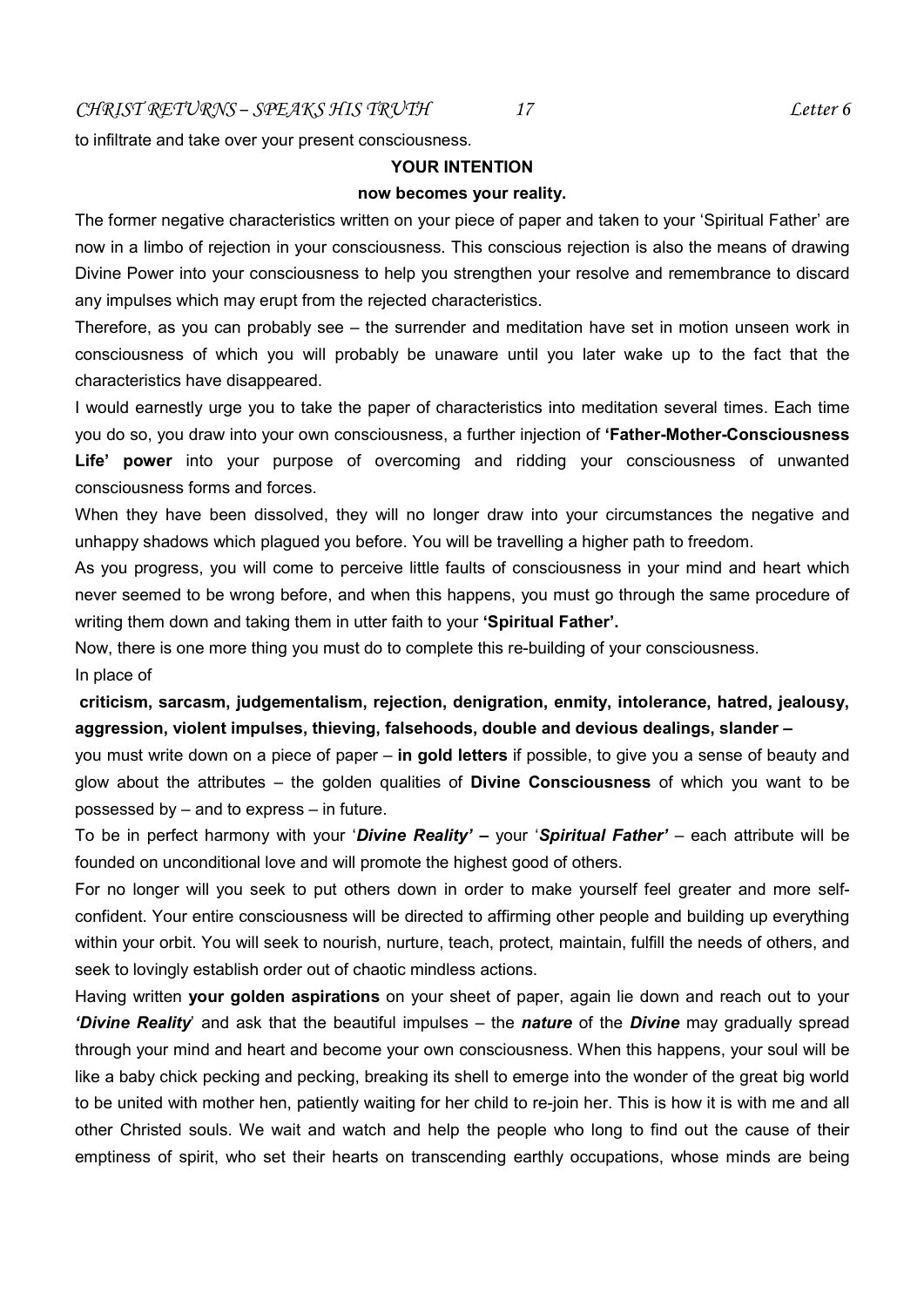to infiltrate and take over your present consciousness.

**YOUR INTENTION**

**now becomes your reality.**

The former negative characteristics written on your piece of paper and taken to your 'Spiritual Father' are now in a limbo of rejection in your consciousness. This conscious rejection is also the means of drawing Divine Power into your consciousness to help you strengthen your resolve and remembrance to discard any impulses which may erupt from the rejected characteristics.

Therefore, as you can probably see – the surrender and meditation have set in motion unseen work in consciousness of which you will probably be unaware until you later wake up to the fact that the characteristics have disappeared.

I would earnestly urge you to take the paper of characteristics into meditation several times. Each time you do so, you draw into your own consciousness, a further injection of **'Father-Mother-Consciousness Life' power** into your purpose of overcoming and ridding your consciousness of unwanted consciousness forms and forces.

When they have been dissolved, they will no longer draw into your circumstances the negative and unhappy shadows which plagued you before. You will be travelling a higher path to freedom.

As you progress, you will come to perceive little faults of consciousness in your mind and heart which never seemed to be wrong before, and when this happens, you must go through the same procedure of writing them down and taking them in utter faith to your **'Spiritual Father'.**

Now, there is one more thing you must do to complete this re-building of your consciousness.

In place of

**criticism, sarcasm, judgementalism, rejection, denigration, enmity, intolerance, hatred, jealousy, aggression, violent impulses, thieving, falsehoods, double and devious dealings, slander –**

you must write down on a piece of paper – **in gold letters** if possible, to give you a sense of beauty and glow about the attributes – the golden qualities of **Divine Consciousness** of which you want to be possessed by – and to express – in future.

To be in perfect harmony with your '***Divine Reality'*** **–** your '***Spiritual Father'*** – each attribute will be founded on unconditional love and will promote the highest good of others.

For no longer will you seek to put others down in order to make yourself feel greater and more self-confident. Your entire consciousness will be directed to affirming other people and building up everything within your orbit. You will seek to nourish, nurture, teach, protect, maintain, fulfill the needs of others, and seek to lovingly establish order out of chaotic mindless actions.

Having written **your golden aspirations** on your sheet of paper, again lie down and reach out to your ***'Divine Reality***' and ask that the beautiful impulses – the ***nature*** of the ***Divine*** may gradually spread through your mind and heart and become your own consciousness. When this happens, your soul will be like a baby chick pecking and pecking, breaking its shell to emerge into the wonder of the great big world to be united with mother hen, patiently waiting for her child to re-join her. This is how it is with me and all other Christed souls. We wait and watch and help the people who long to find out the cause of their emptiness of spirit, who set their hearts on transcending earthly occupations, whose minds are being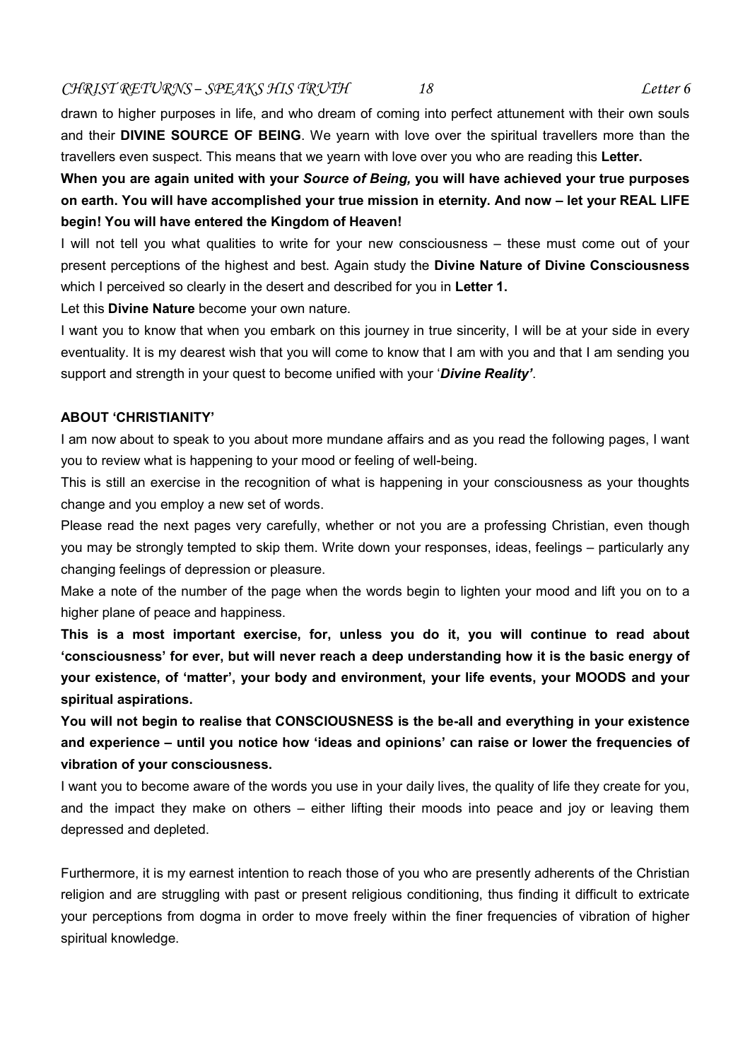drawn to higher purposes in life, and who dream of coming into perfect attunement with their own souls and their **DIVINE SOURCE OF BEING**. We yearn with love over the spiritual travellers more than the travellers even suspect. This means that we yearn with love over you who are reading this **Letter.**

**When you are again united with your *Source of Being,* you will have achieved your true purposes on earth. You will have accomplished your true mission in eternity. And now – let your REAL LIFE begin! You will have entered the Kingdom of Heaven!**

I will not tell you what qualities to write for your new consciousness – these must come out of your present perceptions of the highest and best. Again study the **Divine Nature of Divine Consciousness** which I perceived so clearly in the desert and described for you in **Letter 1.**

Let this **Divine Nature** become your own nature.

I want you to know that when you embark on this journey in true sincerity, I will be at your side in every eventuality. It is my dearest wish that you will come to know that I am with you and that I am sending you support and strength in your quest to become unified with your '***Divine Reality'***.

**ABOUT 'CHRISTIANITY'**

I am now about to speak to you about more mundane affairs and as you read the following pages, I want you to review what is happening to your mood or feeling of well-being.

This is still an exercise in the recognition of what is happening in your consciousness as your thoughts change and you employ a new set of words.

Please read the next pages very carefully, whether or not you are a professing Christian, even though you may be strongly tempted to skip them. Write down your responses, ideas, feelings – particularly any changing feelings of depression or pleasure.

Make a note of the number of the page when the words begin to lighten your mood and lift you on to a higher plane of peace and happiness.

**This is a most important exercise, for, unless you do it, you will continue to read about 'consciousness' for ever, but will never reach a deep understanding how it is the basic energy of your existence, of 'matter', your body and environment, your life events, your MOODS and your spiritual aspirations.**

**You will not begin to realise that CONSCIOUSNESS is the be-all and everything in your existence and experience – until you notice how 'ideas and opinions' can raise or lower the frequencies of vibration of your consciousness.**

I want you to become aware of the words you use in your daily lives, the quality of life they create for you, and the impact they make on others – either lifting their moods into peace and joy or leaving them depressed and depleted.

Furthermore, it is my earnest intention to reach those of you who are presently adherents of the Christian religion and are struggling with past or present religious conditioning, thus finding it difficult to extricate your perceptions from dogma in order to move freely within the finer frequencies of vibration of higher spiritual knowledge.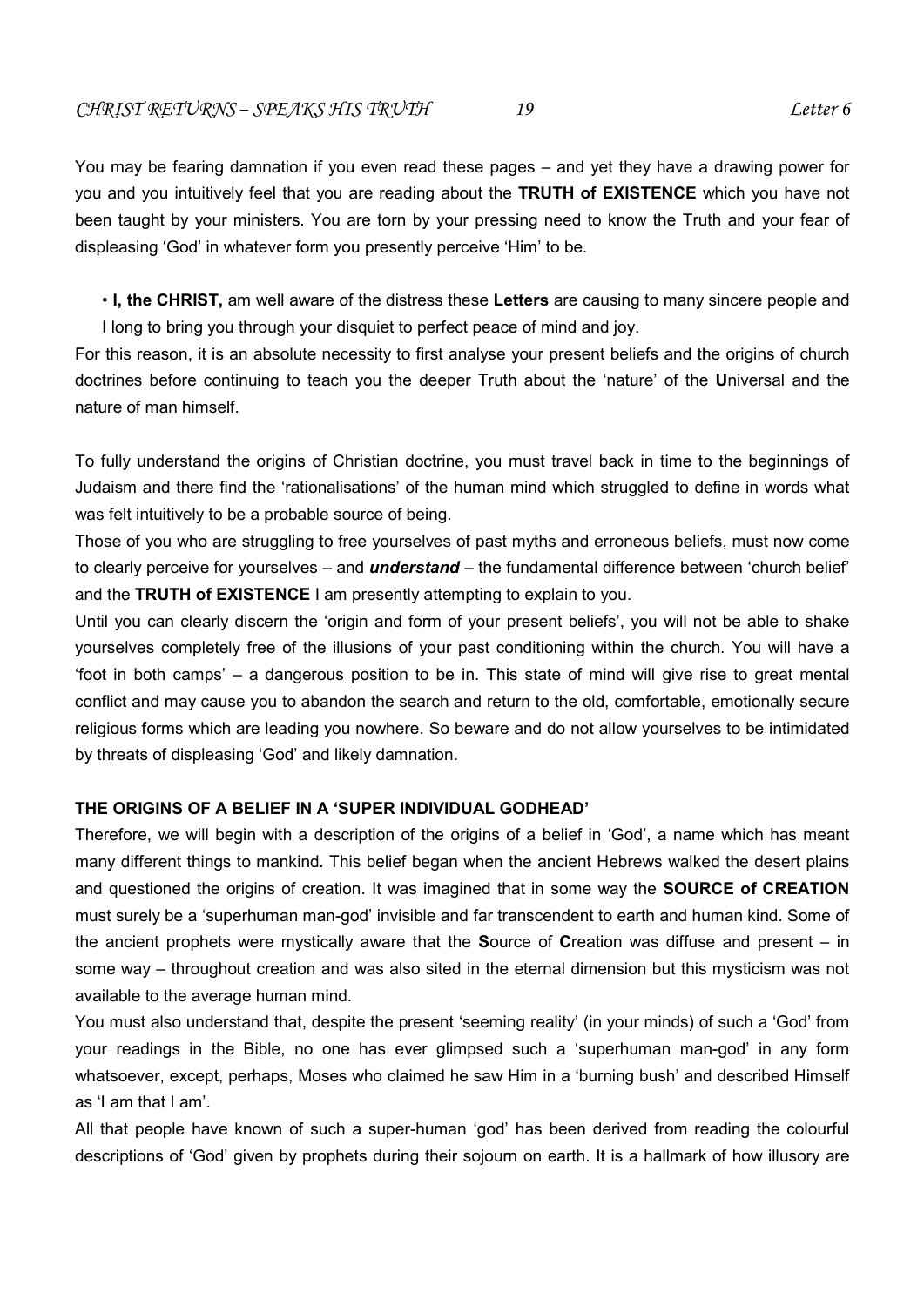You may be fearing damnation if you even read these pages – and yet they have a drawing power for you and you intuitively feel that you are reading about the **TRUTH of EXISTENCE** which you have not been taught by your ministers. You are torn by your pressing need to know the Truth and your fear of displeasing 'God' in whatever form you presently perceive 'Him' to be.

- **I, the CHRIST,** am well aware of the distress these **Letters** are causing to many sincere people and I long to bring you through your disquiet to perfect peace of mind and joy.

For this reason, it is an absolute necessity to first analyse your present beliefs and the origins of church doctrines before continuing to teach you the deeper Truth about the 'nature' of the **U**niversal and the nature of man himself.

To fully understand the origins of Christian doctrine, you must travel back in time to the beginnings of Judaism and there find the 'rationalisations' of the human mind which struggled to define in words what was felt intuitively to be a probable source of being.

Those of you who are struggling to free yourselves of past myths and erroneous beliefs, must now come to clearly perceive for yourselves – and ***understand*** – the fundamental difference between 'church belief' and the **TRUTH of EXISTENCE** I am presently attempting to explain to you.

Until you can clearly discern the 'origin and form of your present beliefs', you will not be able to shake yourselves completely free of the illusions of your past conditioning within the church. You will have a 'foot in both camps' – a dangerous position to be in. This state of mind will give rise to great mental conflict and may cause you to abandon the search and return to the old, comfortable, emotionally secure religious forms which are leading you nowhere. So beware and do not allow yourselves to be intimidated by threats of displeasing 'God' and likely damnation.

**THE ORIGINS OF A BELIEF IN A 'SUPER INDIVIDUAL GODHEAD'**

Therefore, we will begin with a description of the origins of a belief in 'God', a name which has meant many different things to mankind. This belief began when the ancient Hebrews walked the desert plains and questioned the origins of creation. It was imagined that in some way the **SOURCE of CREATION** must surely be a 'superhuman man-god' invisible and far transcendent to earth and human kind. Some of the ancient prophets were mystically aware that the **S**ource of **C**reation was diffuse and present – in some way – throughout creation and was also sited in the eternal dimension but this mysticism was not available to the average human mind.

You must also understand that, despite the present 'seeming reality' (in your minds) of such a 'God' from your readings in the Bible, no one has ever glimpsed such a 'superhuman man-god' in any form whatsoever, except, perhaps, Moses who claimed he saw Him in a 'burning bush' and described Himself as 'I am that I am'.

All that people have known of such a super-human 'god' has been derived from reading the colourful descriptions of 'God' given by prophets during their sojourn on earth. It is a hallmark of how illusory are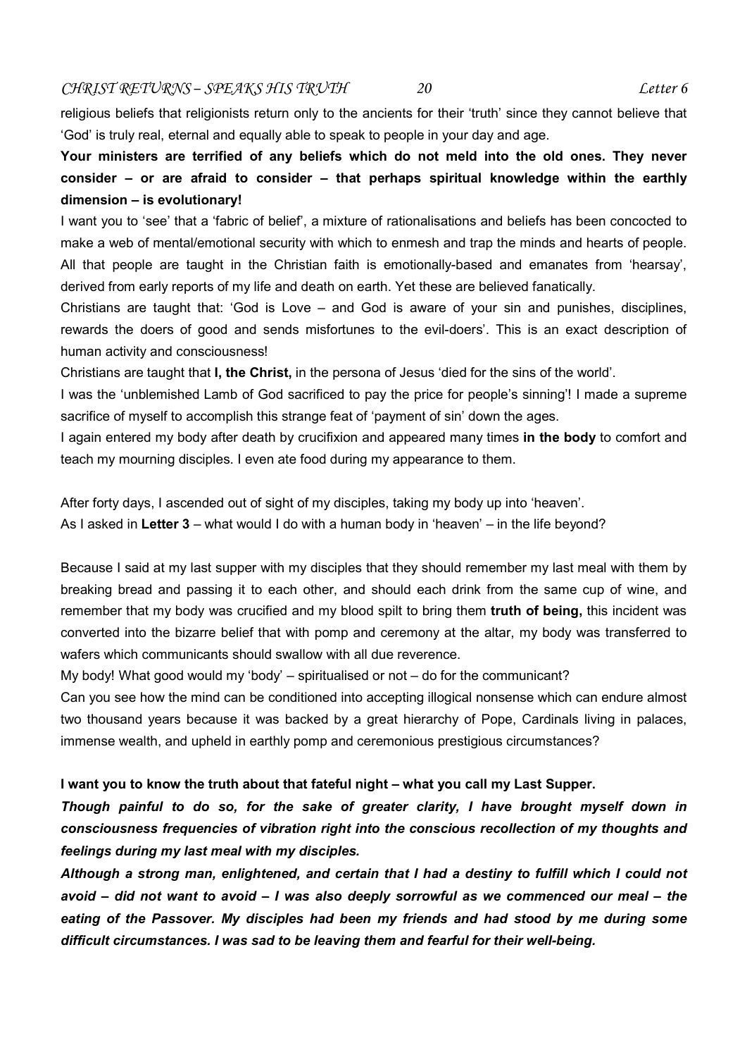religious beliefs that religionists return only to the ancients for their 'truth' since they cannot believe that 'God' is truly real, eternal and equally able to speak to people in your day and age.

**Your ministers are terrified of any beliefs which do not meld into the old ones. They never consider – or are afraid to consider – that perhaps spiritual knowledge within the earthly dimension – is evolutionary!**

I want you to 'see' that a 'fabric of belief', a mixture of rationalisations and beliefs has been concocted to make a web of mental/emotional security with which to enmesh and trap the minds and hearts of people. All that people are taught in the Christian faith is emotionally-based and emanates from 'hearsay', derived from early reports of my life and death on earth. Yet these are believed fanatically.

Christians are taught that: 'God is Love – and God is aware of your sin and punishes, disciplines, rewards the doers of good and sends misfortunes to the evil-doers'. This is an exact description of human activity and consciousness!

Christians are taught that **I, the Christ,** in the persona of Jesus 'died for the sins of the world'.

I was the 'unblemished Lamb of God sacrificed to pay the price for people's sinning'! I made a supreme sacrifice of myself to accomplish this strange feat of 'payment of sin' down the ages.

I again entered my body after death by crucifixion and appeared many times **in the body** to comfort and teach my mourning disciples. I even ate food during my appearance to them.

After forty days, I ascended out of sight of my disciples, taking my body up into 'heaven'.

As I asked in **Letter 3** – what would I do with a human body in 'heaven' – in the life beyond?

Because I said at my last supper with my disciples that they should remember my last meal with them by breaking bread and passing it to each other, and should each drink from the same cup of wine, and remember that my body was crucified and my blood spilt to bring them **truth of being,** this incident was converted into the bizarre belief that with pomp and ceremony at the altar, my body was transferred to wafers which communicants should swallow with all due reverence.

My body! What good would my 'body' – spiritualised or not – do for the communicant?

Can you see how the mind can be conditioned into accepting illogical nonsense which can endure almost two thousand years because it was backed by a great hierarchy of Pope, Cardinals living in palaces, immense wealth, and upheld in earthly pomp and ceremonious prestigious circumstances?

**I want you to know the truth about that fateful night – what you call my Last Supper.**

***Though painful to do so, for the sake of greater clarity, I have brought myself down in consciousness frequencies of vibration right into the conscious recollection of my thoughts and feelings during my last meal with my disciples.***

***Although a strong man, enlightened, and certain that I had a destiny to fulfill which I could not avoid – did not want to avoid – I was also deeply sorrowful as we commenced our meal – the eating of the Passover. My disciples had been my friends and had stood by me during some difficult circumstances. I was sad to be leaving them and fearful for their well-being.***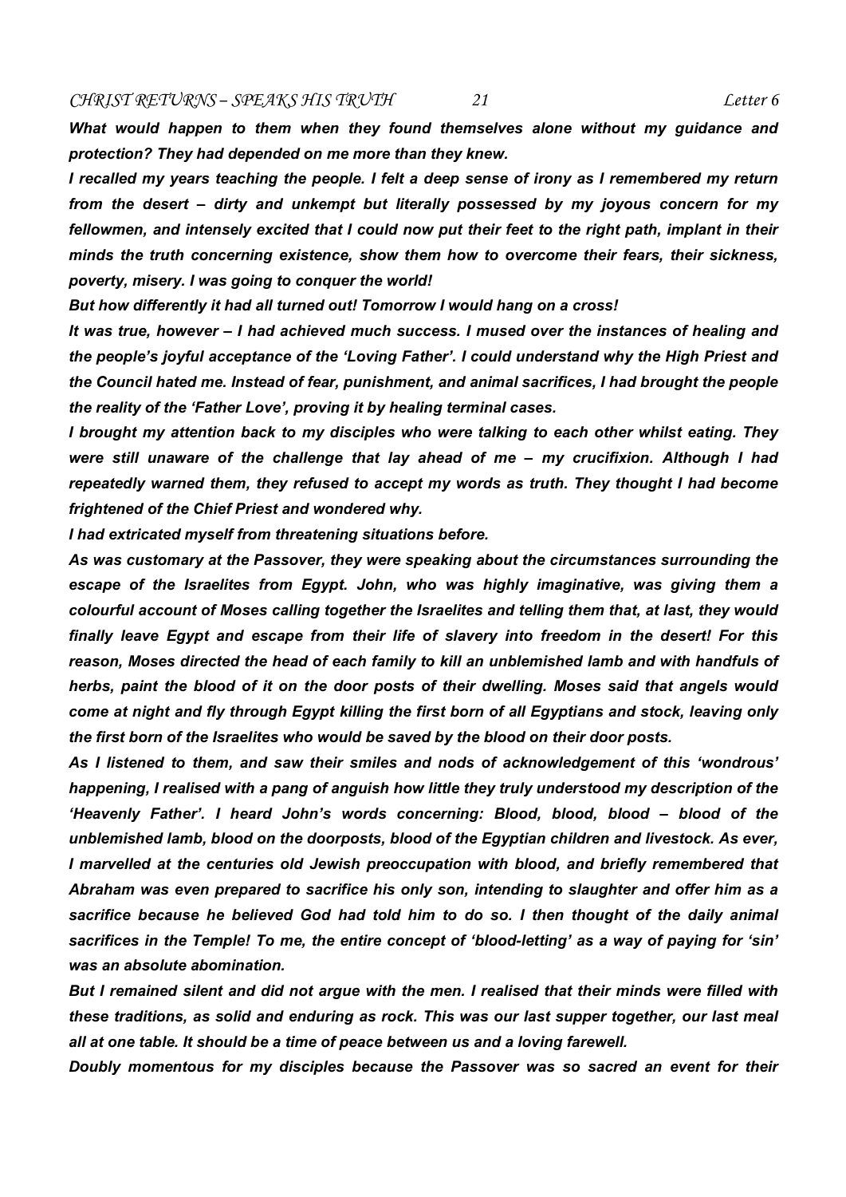***What would happen to them when they found themselves alone without my guidance and protection? They had depended on me more than they knew.***

***I recalled my years teaching the people. I felt a deep sense of irony as I remembered my return from the desert – dirty and unkempt but literally possessed by my joyous concern for my fellowmen, and intensely excited that I could now put their feet to the right path, implant in their minds the truth concerning existence, show them how to overcome their fears, their sickness, poverty, misery. I was going to conquer the world!***

***But how differently it had all turned out! Tomorrow I would hang on a cross!***

***It was true, however – I had achieved much success. I mused over the instances of healing and the people's joyful acceptance of the 'Loving Father'. I could understand why the High Priest and the Council hated me. Instead of fear, punishment, and animal sacrifices, I had brought the people the reality of the 'Father Love', proving it by healing terminal cases.***

***I brought my attention back to my disciples who were talking to each other whilst eating. They were still unaware of the challenge that lay ahead of me – my crucifixion. Although I had repeatedly warned them, they refused to accept my words as truth. They thought I had become frightened of the Chief Priest and wondered why.***

***I had extricated myself from threatening situations before.***

***As was customary at the Passover, they were speaking about the circumstances surrounding the escape of the Israelites from Egypt. John, who was highly imaginative, was giving them a colourful account of Moses calling together the Israelites and telling them that, at last, they would finally leave Egypt and escape from their life of slavery into freedom in the desert! For this reason, Moses directed the head of each family to kill an unblemished lamb and with handfuls of herbs, paint the blood of it on the door posts of their dwelling. Moses said that angels would come at night and fly through Egypt killing the first born of all Egyptians and stock, leaving only the first born of the Israelites who would be saved by the blood on their door posts.***

***As I listened to them, and saw their smiles and nods of acknowledgement of this 'wondrous' happening, I realised with a pang of anguish how little they truly understood my description of the 'Heavenly Father'. I heard John's words concerning: Blood, blood, blood – blood of the unblemished lamb, blood on the doorposts, blood of the Egyptian children and livestock. As ever, I marvelled at the centuries old Jewish preoccupation with blood, and briefly remembered that Abraham was even prepared to sacrifice his only son, intending to slaughter and offer him as a sacrifice because he believed God had told him to do so. I then thought of the daily animal sacrifices in the Temple! To me, the entire concept of 'blood-letting' as a way of paying for 'sin' was an absolute abomination.***

***But I remained silent and did not argue with the men. I realised that their minds were filled with these traditions, as solid and enduring as rock. This was our last supper together, our last meal all at one table. It should be a time of peace between us and a loving farewell.***

***Doubly momentous for my disciples because the Passover was so sacred an event for their***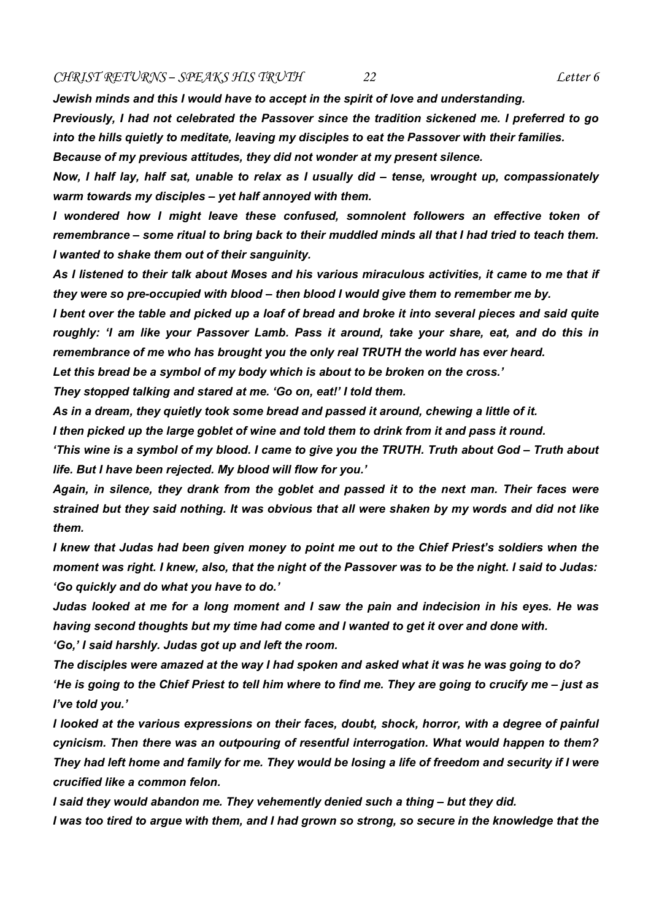*Jewish minds and this I would have to accept in the spirit of love and understanding.*

*Previously, I had not celebrated the Passover since the tradition sickened me. I preferred to go into the hills quietly to meditate, leaving my disciples to eat the Passover with their families.*

*Because of my previous attitudes, they did not wonder at my present silence.*

*Now, I half lay, half sat, unable to relax as I usually did – tense, wrought up, compassionately warm towards my disciples – yet half annoyed with them.*

*I wondered how I might leave these confused, somnolent followers an effective token of remembrance – some ritual to bring back to their muddled minds all that I had tried to teach them. I wanted to shake them out of their sanguinity.*

*As I listened to their talk about Moses and his various miraculous activities, it came to me that if they were so pre-occupied with blood – then blood I would give them to remember me by.*

*I bent over the table and picked up a loaf of bread and broke it into several pieces and said quite roughly: 'I am like your Passover Lamb. Pass it around, take your share, eat, and do this in remembrance of me who has brought you the only real TRUTH the world has ever heard.*

*Let this bread be a symbol of my body which is about to be broken on the cross.'*

*They stopped talking and stared at me. 'Go on, eat!' I told them.*

*As in a dream, they quietly took some bread and passed it around, chewing a little of it.*

*I then picked up the large goblet of wine and told them to drink from it and pass it round.*

*'This wine is a symbol of my blood. I came to give you the TRUTH. Truth about God – Truth about life. But I have been rejected. My blood will flow for you.'*

*Again, in silence, they drank from the goblet and passed it to the next man. Their faces were strained but they said nothing. It was obvious that all were shaken by my words and did not like them.*

*I knew that Judas had been given money to point me out to the Chief Priest's soldiers when the moment was right. I knew, also, that the night of the Passover was to be the night. I said to Judas: 'Go quickly and do what you have to do.'*

*Judas looked at me for a long moment and I saw the pain and indecision in his eyes. He was having second thoughts but my time had come and I wanted to get it over and done with.*

*'Go,' I said harshly. Judas got up and left the room.*

*The disciples were amazed at the way I had spoken and asked what it was he was going to do?*

*'He is going to the Chief Priest to tell him where to find me. They are going to crucify me – just as I've told you.'*

*I looked at the various expressions on their faces, doubt, shock, horror, with a degree of painful cynicism. Then there was an outpouring of resentful interrogation. What would happen to them? They had left home and family for me. They would be losing a life of freedom and security if I were crucified like a common felon.*

*I said they would abandon me. They vehemently denied such a thing – but they did.*

*I was too tired to argue with them, and I had grown so strong, so secure in the knowledge that the*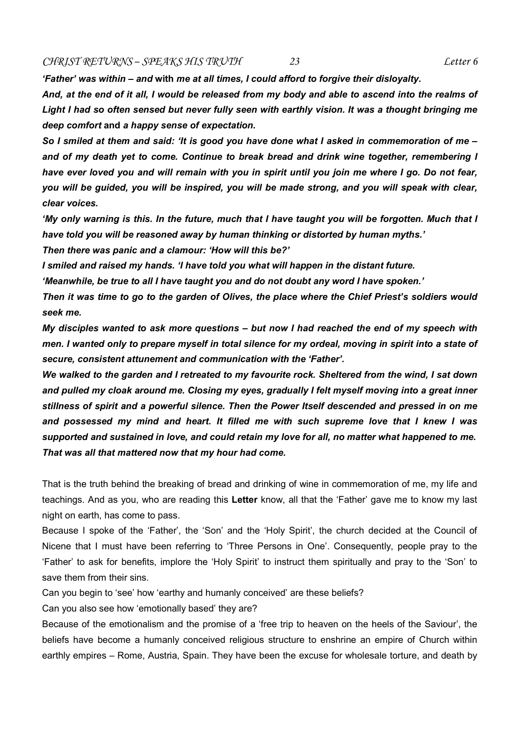***'Father' was within – and* with *me at all times, I could afford to forgive their disloyalty.***

***And, at the end of it all, I would be released from my body and able to ascend into the realms of Light I had so often sensed but never fully seen with earthly vision. It was a thought bringing me deep comfort* and *a happy sense of expectation.***

***So I smiled at them and said: 'It is good you have done what I asked in commemoration of me – and of my death yet to come. Continue to break bread and drink wine together, remembering I have ever loved you and will remain with you in spirit until you join me where I go. Do not fear, you will be guided, you will be inspired, you will be made strong, and you will speak with clear, clear voices.***

***'My only warning is this. In the future, much that I have taught you will be forgotten. Much that I have told you will be reasoned away by human thinking or distorted by human myths.'***

***Then there was panic and a clamour: 'How will this be?'***

***I smiled and raised my hands. 'I have told you what will happen in the distant future.***

***'Meanwhile, be true to all I have taught you and do not doubt any word I have spoken.'***

***Then it was time to go to the garden of Olives, the place where the Chief Priest's soldiers would seek me.***

***My disciples wanted to ask more questions – but now I had reached the end of my speech with men. I wanted only to prepare myself in total silence for my ordeal, moving in spirit into a state of secure, consistent attunement and communication with the 'Father'.***

***We walked to the garden and I retreated to my favourite rock. Sheltered from the wind, I sat down and pulled my cloak around me. Closing my eyes, gradually I felt myself moving into a great inner stillness of spirit and a powerful silence. Then the Power Itself descended and pressed in on me and possessed my mind and heart. It filled me with such supreme love that I knew I was supported and sustained in love, and could retain my love for all, no matter what happened to me. That was all that mattered now that my hour had come.***

That is the truth behind the breaking of bread and drinking of wine in commemoration of me, my life and teachings. And as you, who are reading this **Letter** know, all that the 'Father' gave me to know my last night on earth, has come to pass.

Because I spoke of the 'Father', the 'Son' and the 'Holy Spirit', the church decided at the Council of Nicene that I must have been referring to 'Three Persons in One'. Consequently, people pray to the 'Father' to ask for benefits, implore the 'Holy Spirit' to instruct them spiritually and pray to the 'Son' to save them from their sins.

Can you begin to 'see' how 'earthy and humanly conceived' are these beliefs?

Can you also see how 'emotionally based' they are?

Because of the emotionalism and the promise of a 'free trip to heaven on the heels of the Saviour', the beliefs have become a humanly conceived religious structure to enshrine an empire of Church within earthly empires – Rome, Austria, Spain. They have been the excuse for wholesale torture, and death by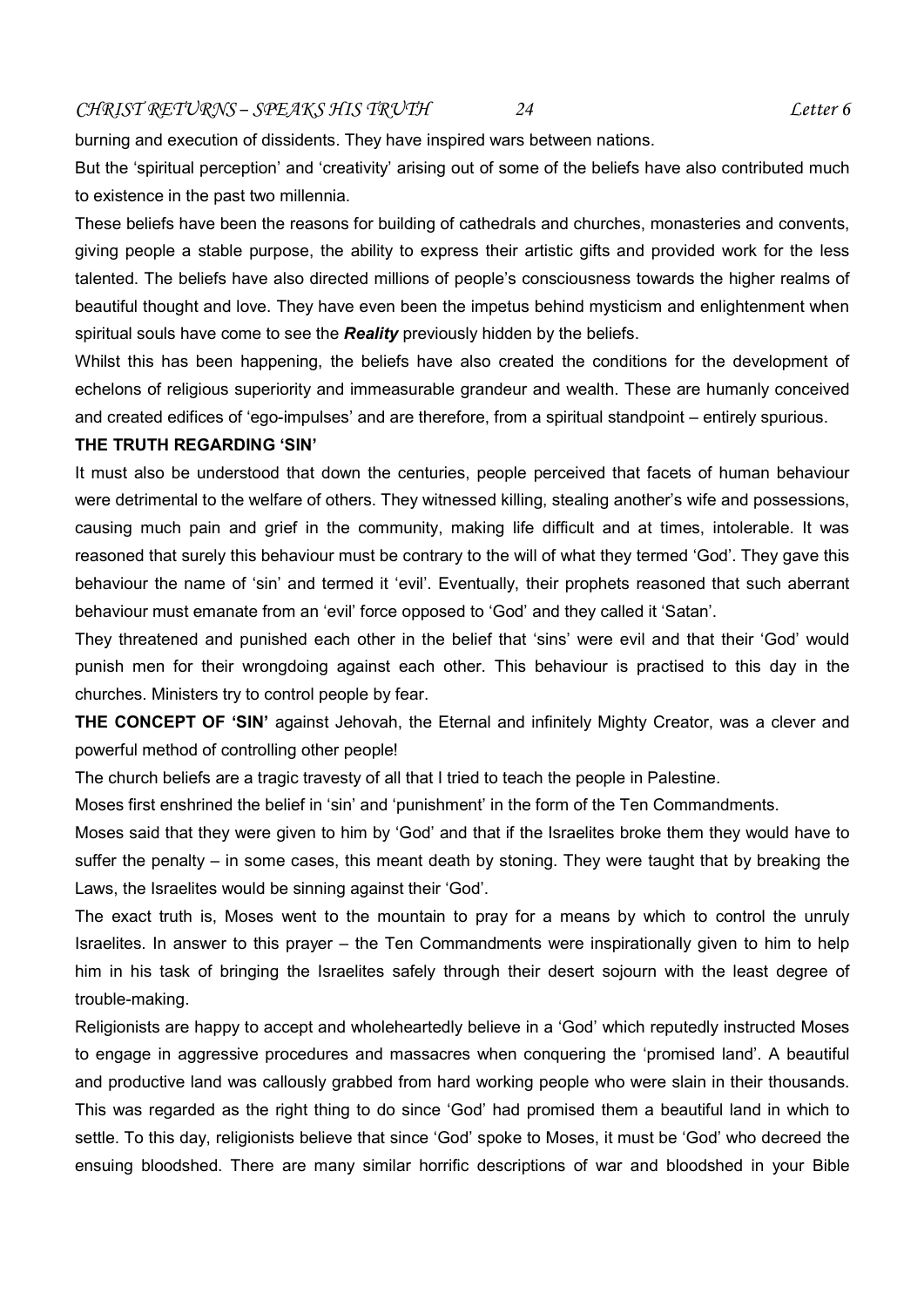burning and execution of dissidents. They have inspired wars between nations.

But the 'spiritual perception' and 'creativity' arising out of some of the beliefs have also contributed much to existence in the past two millennia.

These beliefs have been the reasons for building of cathedrals and churches, monasteries and convents, giving people a stable purpose, the ability to express their artistic gifts and provided work for the less talented. The beliefs have also directed millions of people's consciousness towards the higher realms of beautiful thought and love. They have even been the impetus behind mysticism and enlightenment when spiritual souls have come to see the ***Reality*** previously hidden by the beliefs.

Whilst this has been happening, the beliefs have also created the conditions for the development of echelons of religious superiority and immeasurable grandeur and wealth. These are humanly conceived and created edifices of 'ego-impulses' and are therefore, from a spiritual standpoint – entirely spurious.

**THE TRUTH REGARDING 'SIN'**

It must also be understood that down the centuries, people perceived that facets of human behaviour were detrimental to the welfare of others. They witnessed killing, stealing another's wife and possessions, causing much pain and grief in the community, making life difficult and at times, intolerable. It was reasoned that surely this behaviour must be contrary to the will of what they termed 'God'. They gave this behaviour the name of 'sin' and termed it 'evil'. Eventually, their prophets reasoned that such aberrant behaviour must emanate from an 'evil' force opposed to 'God' and they called it 'Satan'.

They threatened and punished each other in the belief that 'sins' were evil and that their 'God' would punish men for their wrongdoing against each other. This behaviour is practised to this day in the churches. Ministers try to control people by fear.

**THE CONCEPT OF 'SIN'** against Jehovah, the Eternal and infinitely Mighty Creator, was a clever and powerful method of controlling other people!

The church beliefs are a tragic travesty of all that I tried to teach the people in Palestine.

Moses first enshrined the belief in 'sin' and 'punishment' in the form of the Ten Commandments.

Moses said that they were given to him by 'God' and that if the Israelites broke them they would have to suffer the penalty – in some cases, this meant death by stoning. They were taught that by breaking the Laws, the Israelites would be sinning against their 'God'.

The exact truth is, Moses went to the mountain to pray for a means by which to control the unruly Israelites. In answer to this prayer – the Ten Commandments were inspirationally given to him to help him in his task of bringing the Israelites safely through their desert sojourn with the least degree of trouble-making.

Religionists are happy to accept and wholeheartedly believe in a 'God' which reputedly instructed Moses to engage in aggressive procedures and massacres when conquering the 'promised land'. A beautiful and productive land was callously grabbed from hard working people who were slain in their thousands. This was regarded as the right thing to do since 'God' had promised them a beautiful land in which to settle. To this day, religionists believe that since 'God' spoke to Moses, it must be 'God' who decreed the ensuing bloodshed. There are many similar horrific descriptions of war and bloodshed in your Bible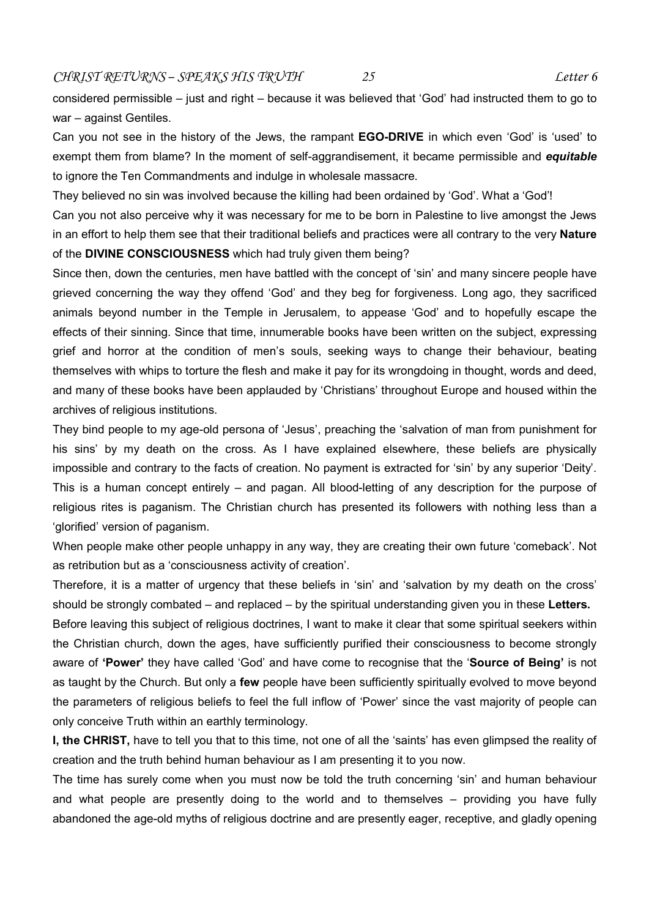considered permissible – just and right – because it was believed that 'God' had instructed them to go to war – against Gentiles.

Can you not see in the history of the Jews, the rampant **EGO-DRIVE** in which even 'God' is 'used' to exempt them from blame? In the moment of self-aggrandisement, it became permissible and ***equitable*** to ignore the Ten Commandments and indulge in wholesale massacre.

They believed no sin was involved because the killing had been ordained by 'God'. What a 'God'!

Can you not also perceive why it was necessary for me to be born in Palestine to live amongst the Jews in an effort to help them see that their traditional beliefs and practices were all contrary to the very **Nature** of the **DIVINE CONSCIOUSNESS** which had truly given them being?

Since then, down the centuries, men have battled with the concept of 'sin' and many sincere people have grieved concerning the way they offend 'God' and they beg for forgiveness. Long ago, they sacrificed animals beyond number in the Temple in Jerusalem, to appease 'God' and to hopefully escape the effects of their sinning. Since that time, innumerable books have been written on the subject, expressing grief and horror at the condition of men's souls, seeking ways to change their behaviour, beating themselves with whips to torture the flesh and make it pay for its wrongdoing in thought, words and deed, and many of these books have been applauded by 'Christians' throughout Europe and housed within the archives of religious institutions.

They bind people to my age-old persona of 'Jesus', preaching the 'salvation of man from punishment for his sins' by my death on the cross. As I have explained elsewhere, these beliefs are physically impossible and contrary to the facts of creation. No payment is extracted for 'sin' by any superior 'Deity'. This is a human concept entirely – and pagan. All blood-letting of any description for the purpose of religious rites is paganism. The Christian church has presented its followers with nothing less than a 'glorified' version of paganism.

When people make other people unhappy in any way, they are creating their own future 'comeback'. Not as retribution but as a 'consciousness activity of creation'.

Therefore, it is a matter of urgency that these beliefs in 'sin' and 'salvation by my death on the cross' should be strongly combated – and replaced – by the spiritual understanding given you in these **Letters.**

Before leaving this subject of religious doctrines, I want to make it clear that some spiritual seekers within the Christian church, down the ages, have sufficiently purified their consciousness to become strongly aware of **'Power'** they have called 'God' and have come to recognise that the '**Source of Being'** is not as taught by the Church. But only a **few** people have been sufficiently spiritually evolved to move beyond the parameters of religious beliefs to feel the full inflow of 'Power' since the vast majority of people can only conceive Truth within an earthly terminology.

**I, the CHRIST,** have to tell you that to this time, not one of all the 'saints' has even glimpsed the reality of creation and the truth behind human behaviour as I am presenting it to you now.

The time has surely come when you must now be told the truth concerning 'sin' and human behaviour and what people are presently doing to the world and to themselves – providing you have fully abandoned the age-old myths of religious doctrine and are presently eager, receptive, and gladly opening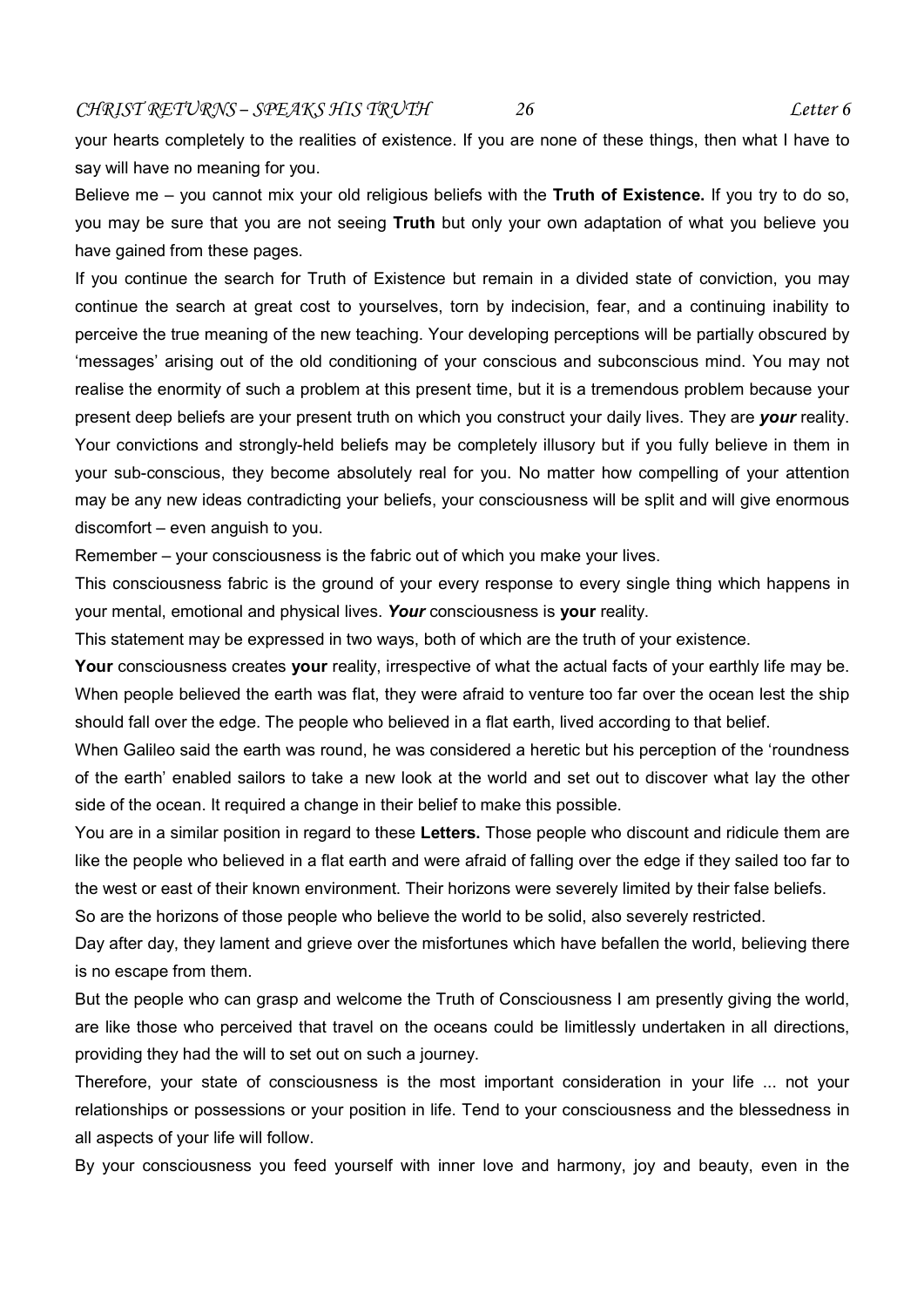your hearts completely to the realities of existence. If you are none of these things, then what I have to say will have no meaning for you.

Believe me – you cannot mix your old religious beliefs with the **Truth of Existence.** If you try to do so, you may be sure that you are not seeing **Truth** but only your own adaptation of what you believe you have gained from these pages.

If you continue the search for Truth of Existence but remain in a divided state of conviction, you may continue the search at great cost to yourselves, torn by indecision, fear, and a continuing inability to perceive the true meaning of the new teaching. Your developing perceptions will be partially obscured by 'messages' arising out of the old conditioning of your conscious and subconscious mind. You may not realise the enormity of such a problem at this present time, but it is a tremendous problem because your present deep beliefs are your present truth on which you construct your daily lives. They are ***your*** reality. Your convictions and strongly-held beliefs may be completely illusory but if you fully believe in them in your sub-conscious, they become absolutely real for you. No matter how compelling of your attention may be any new ideas contradicting your beliefs, your consciousness will be split and will give enormous discomfort – even anguish to you.

Remember – your consciousness is the fabric out of which you make your lives.

This consciousness fabric is the ground of your every response to every single thing which happens in your mental, emotional and physical lives. ***Your*** consciousness is **your** reality.

This statement may be expressed in two ways, both of which are the truth of your existence.

**Your** consciousness creates **your** reality, irrespective of what the actual facts of your earthly life may be. When people believed the earth was flat, they were afraid to venture too far over the ocean lest the ship should fall over the edge. The people who believed in a flat earth, lived according to that belief.

When Galileo said the earth was round, he was considered a heretic but his perception of the 'roundness of the earth' enabled sailors to take a new look at the world and set out to discover what lay the other side of the ocean. It required a change in their belief to make this possible.

You are in a similar position in regard to these **Letters.** Those people who discount and ridicule them are like the people who believed in a flat earth and were afraid of falling over the edge if they sailed too far to the west or east of their known environment. Their horizons were severely limited by their false beliefs.

So are the horizons of those people who believe the world to be solid, also severely restricted.

Day after day, they lament and grieve over the misfortunes which have befallen the world, believing there is no escape from them.

But the people who can grasp and welcome the Truth of Consciousness I am presently giving the world, are like those who perceived that travel on the oceans could be limitlessly undertaken in all directions, providing they had the will to set out on such a journey.

Therefore, your state of consciousness is the most important consideration in your life ... not your relationships or possessions or your position in life. Tend to your consciousness and the blessedness in all aspects of your life will follow.

By your consciousness you feed yourself with inner love and harmony, joy and beauty, even in the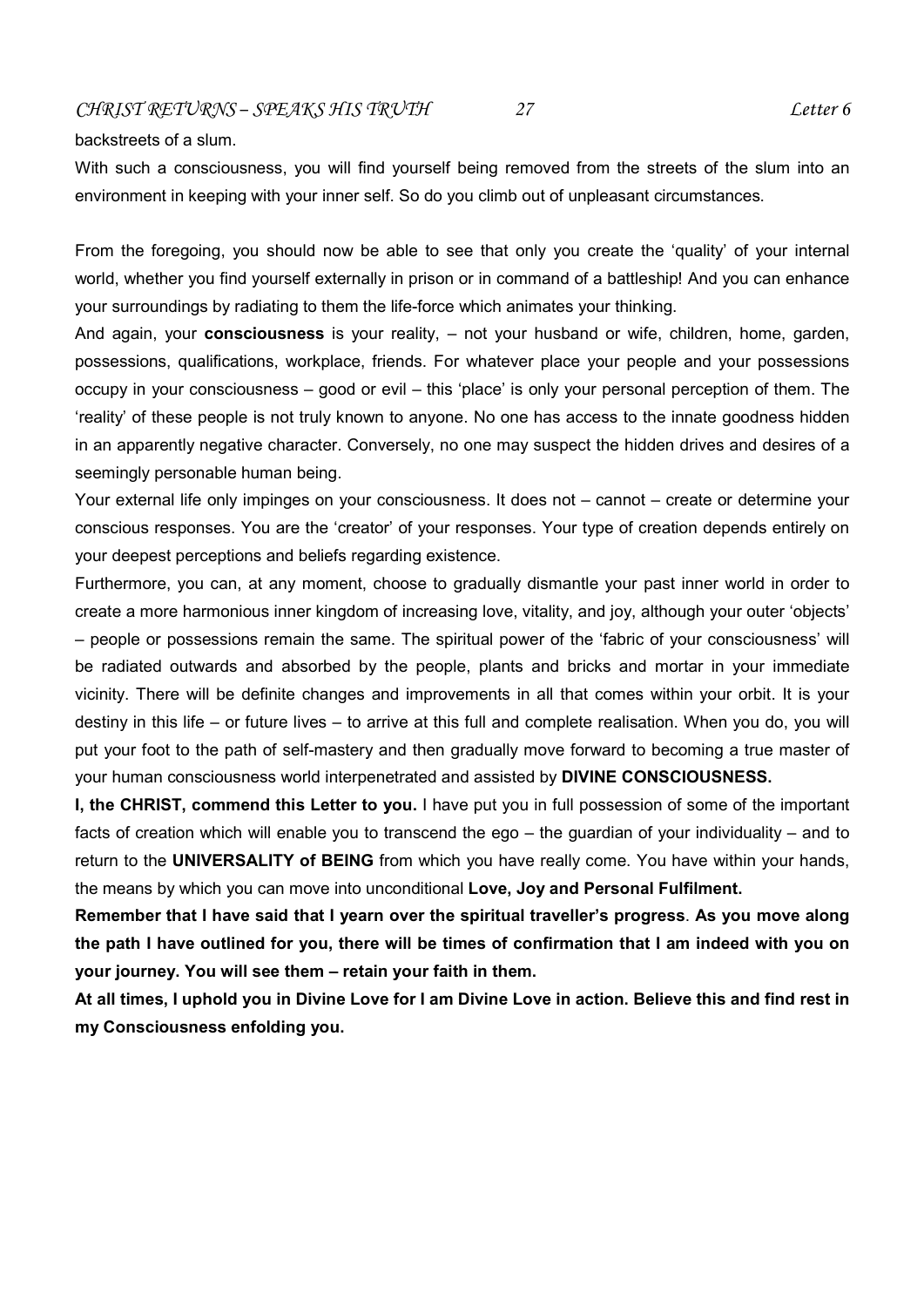backstreets of a slum.

With such a consciousness, you will find yourself being removed from the streets of the slum into an environment in keeping with your inner self. So do you climb out of unpleasant circumstances.

From the foregoing, you should now be able to see that only you create the 'quality' of your internal world, whether you find yourself externally in prison or in command of a battleship! And you can enhance your surroundings by radiating to them the life-force which animates your thinking.

And again, your **consciousness** is your reality, – not your husband or wife, children, home, garden, possessions, qualifications, workplace, friends. For whatever place your people and your possessions occupy in your consciousness – good or evil – this 'place' is only your personal perception of them. The 'reality' of these people is not truly known to anyone. No one has access to the innate goodness hidden in an apparently negative character. Conversely, no one may suspect the hidden drives and desires of a seemingly personable human being.

Your external life only impinges on your consciousness. It does not – cannot – create or determine your conscious responses. You are the 'creator' of your responses. Your type of creation depends entirely on your deepest perceptions and beliefs regarding existence.

Furthermore, you can, at any moment, choose to gradually dismantle your past inner world in order to create a more harmonious inner kingdom of increasing love, vitality, and joy, although your outer 'objects' – people or possessions remain the same. The spiritual power of the 'fabric of your consciousness' will be radiated outwards and absorbed by the people, plants and bricks and mortar in your immediate vicinity. There will be definite changes and improvements in all that comes within your orbit. It is your destiny in this life – or future lives – to arrive at this full and complete realisation. When you do, you will put your foot to the path of self-mastery and then gradually move forward to becoming a true master of your human consciousness world interpenetrated and assisted by **DIVINE CONSCIOUSNESS.**

**I, the CHRIST, commend this Letter to you.** I have put you in full possession of some of the important facts of creation which will enable you to transcend the ego – the guardian of your individuality – and to return to the **UNIVERSALITY of BEING** from which you have really come. You have within your hands, the means by which you can move into unconditional **Love, Joy and Personal Fulfilment.**

**Remember that I have said that I yearn over the spiritual traveller's progress**. **As you move along the path I have outlined for you, there will be times of confirmation that I am indeed with you on your journey. You will see them – retain your faith in them.**

**At all times, I uphold you in Divine Love for I am Divine Love in action. Believe this and find rest in my Consciousness enfolding you.**